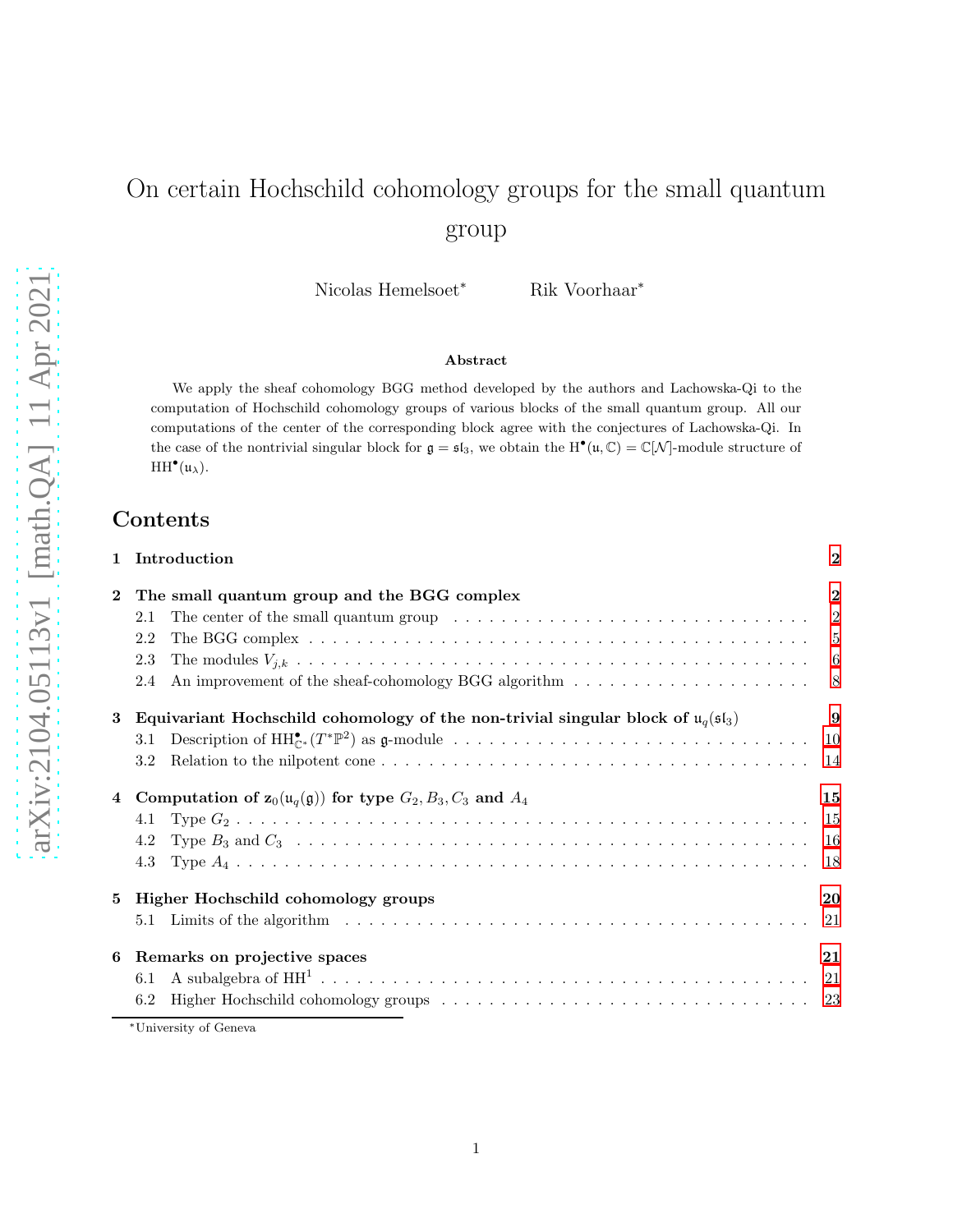# On certain Hochschild cohomology groups for the small quantum group

Nicolas Hemelsoet[*] Rik Voorhaar[*]

**Abstract**

We apply the sheaf cohomology BGG method developed by the authors and Lachowska-Qi to the computation of Hochschild cohomology groups of various blocks of the small quantum group. All our computations of the center of the corresponding block agree with the conjectures of Lachowska-Qi. In the case of the nontrivial singular block for $\mathfrak{g} = \mathfrak{sl}_3$, we obtain the $\mathrm{H}^\bullet(\mathfrak{u}, \mathbb{C}) = \mathbb{C}[\mathcal{N}]$-module structure of $\mathrm{HH}^\bullet(\mathfrak{u}_\lambda)$.

## Contents

**1 Introduction** 2

**2 The small quantum group and the BGG complex** 2
- 2.1 The center of the small quantum group 2
- 2.2 The BGG complex 5
- 2.3 The modules $V_{j,k}$ 6
- 2.4 An improvement of the sheaf-cohomology BGG algorithm 8

**3 Equivariant Hochschild cohomology of the non-trivial singular block of $\mathfrak{u}_q(\mathfrak{sl}_3)$** 9
- 3.1 Description of $\mathrm{HH}^\bullet_{\mathbb{C}^*}(T^*\mathbb{P}^2)$ as $\mathfrak{g}$-module 10
- 3.2 Relation to the nilpotent cone 14

**4 Computation of $\mathbf{z}_0(\mathfrak{u}_q(\mathfrak{g}))$ for type $G_2, B_3, C_3$ and $A_4$** 15
- 4.1 Type $G_2$ 15
- 4.2 Type $B_3$ and $C_3$ 16
- 4.3 Type $A_4$ 18

**5 Higher Hochschild cohomology groups** 20
- 5.1 Limits of the algorithm 21

**6 Remarks on projective spaces** 21
- 6.1 A subalgebra of $\mathrm{HH}^1$ 21
- 6.2 Higher Hochschild cohomology groups 23

[*] University of Geneva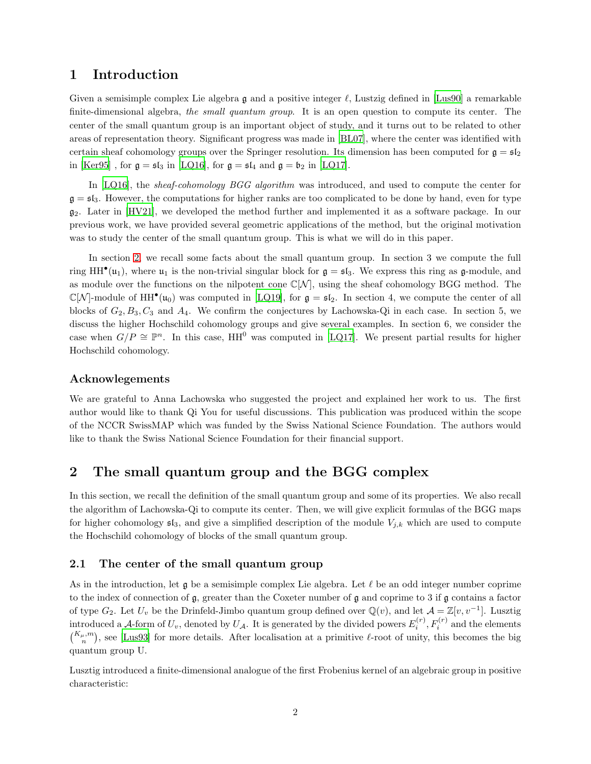# 1 Introduction

Given a semisimple complex Lie algebra $\mathfrak{g}$ and a positive integer $\ell$, Lustzig defined in [Lus90] a remarkable finite-dimensional algebra, *the small quantum group*. It is an open question to compute its center. The center of the small quantum group is an important object of study, and it turns out to be related to other areas of representation theory. Significant progress was made in [BL07], where the center was identified with certain sheaf cohomology groups over the Springer resolution. Its dimension has been computed for $\mathfrak{g} = \mathfrak{sl}_2$ in [Ker95] , for $\mathfrak{g} = \mathfrak{sl}_3$ in [LQ16], for $\mathfrak{g} = \mathfrak{sl}_4$ and $\mathfrak{g} = \mathfrak{b}_2$ in [LQ17].

In [LQ16], the *sheaf-cohomology BGG algorithm* was introduced, and used to compute the center for $\mathfrak{g} = \mathfrak{sl}_3$. However, the computations for higher ranks are too complicated to be done by hand, even for type $\mathfrak{g}_2$. Later in [HV21], we developed the method further and implemented it as a software package. In our previous work, we have provided several geometric applications of the method, but the original motivation was to study the center of the small quantum group. This is what we will do in this paper.

In section 2, we recall some facts about the small quantum group. In section 3 we compute the full ring $\mathrm{HH}^\bullet(\mathfrak{u}_1)$, where $\mathfrak{u}_1$ is the non-trivial singular block for $\mathfrak{g} = \mathfrak{sl}_3$. We express this ring as $\mathfrak{g}$-module, and as module over the functions on the nilpotent cone $\mathbb{C}[\mathcal{N}]$, using the sheaf cohomology BGG method. The $\mathbb{C}[\mathcal{N}]$-module of $\mathrm{HH}^\bullet(\mathfrak{u}_0)$ was computed in [LQ19], for $\mathfrak{g} = \mathfrak{sl}_2$. In section 4, we compute the center of all blocks of $G_2, B_3, C_3$ and $A_4$. We confirm the conjectures by Lachowska-Qi in each case. In section 5, we discuss the higher Hochschild cohomology groups and give several examples. In section 6, we consider the case when $G/P \cong \mathbb{P}^n$. In this case, $\mathrm{HH}^0$ was computed in [LQ17]. We present partial results for higher Hochschild cohomology.

### Acknowlegements

We are grateful to Anna Lachowska who suggested the project and explained her work to us. The first author would like to thank Qi You for useful discussions. This publication was produced within the scope of the NCCR SwissMAP which was funded by the Swiss National Science Foundation. The authors would like to thank the Swiss National Science Foundation for their financial support.

# 2 The small quantum group and the BGG complex

In this section, we recall the definition of the small quantum group and some of its properties. We also recall the algorithm of Lachowska-Qi to compute its center. Then, we will give explicit formulas of the BGG maps for higher cohomology $\mathfrak{sl}_3$, and give a simplified description of the module $V_{j,k}$ which are used to compute the Hochschild cohomology of blocks of the small quantum group.

## 2.1 The center of the small quantum group

As in the introduction, let $\mathfrak{g}$ be a semisimple complex Lie algebra. Let $\ell$ be an odd integer number coprime to the index of connection of $\mathfrak{g}$, greater than the Coxeter number of $\mathfrak{g}$ and coprime to 3 if $\mathfrak{g}$ contains a factor of type $G_2$. Let $U_v$ be the Drinfeld-Jimbo quantum group defined over $\mathbb{Q}(v)$, and let $\mathcal{A} = \mathbb{Z}[v, v^{-1}]$. Lusztig introduced a $\mathcal{A}$-form of $U_v$, denoted by $U_\mathcal{A}$. It is generated by the divided powers $E_i^{(r)}, F_i^{(r)}$ and the elements $\binom{K_\mu, m}{n}$, see [Lus93] for more details. After localisation at a primitive $\ell$-root of unity, this becomes the big quantum group U.

Lusztig introduced a finite-dimensional analogue of the first Frobenius kernel of an algebraic group in positive characteristic: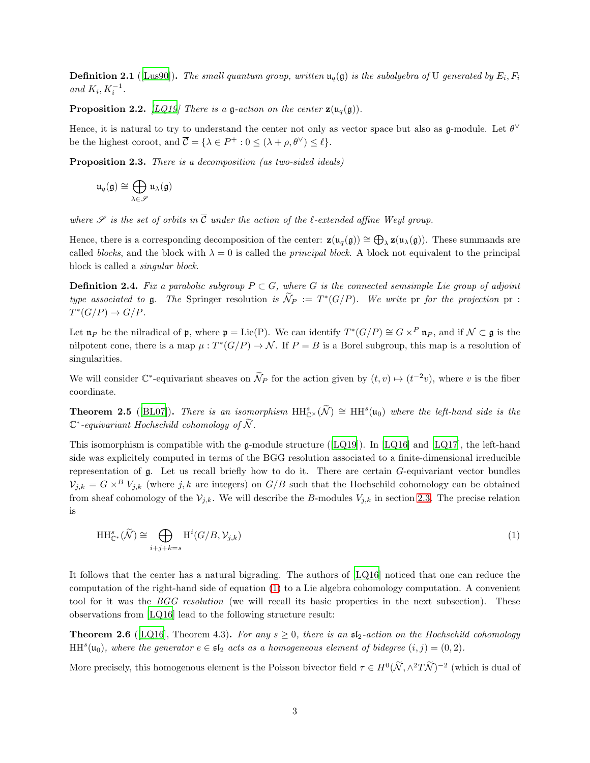**Definition 2.1** ([Lus90]). *The small quantum group, written $\mathfrak{u}_q(\mathfrak{g})$ is the subalgebra of* U *generated by $E_i, F_i$ and $K_i, K_i^{-1}$.*

**Proposition 2.2.** *[LQ19] There is a $\mathfrak{g}$-action on the center $\mathbf{z}(\mathfrak{u}_q(\mathfrak{g}))$.*

Hence, it is natural to try to understand the center not only as vector space but also as $\mathfrak{g}$-module. Let $\theta^\vee$ be the highest coroot, and $\overline{\mathcal{C}} = \{\lambda \in P^+ : 0 \leq (\lambda + \rho, \theta^\vee) \leq \ell\}$.

**Proposition 2.3.** *There is a decomposition (as two-sided ideals)*

$$\mathfrak{u}_q(\mathfrak{g}) \cong \bigoplus_{\lambda \in \mathscr{S}} \mathfrak{u}_\lambda(\mathfrak{g})$$

*where $\mathscr{S}$ is the set of orbits in $\overline{\mathcal{C}}$ under the action of the $\ell$-extended affine Weyl group.*

Hence, there is a corresponding decomposition of the center: $\mathbf{z}(\mathfrak{u}_q(\mathfrak{g})) \cong \bigoplus_\lambda \mathbf{z}(\mathfrak{u}_\lambda(\mathfrak{g}))$. These summands are called *blocks*, and the block with $\lambda = 0$ is called the *principal block*. A block not equivalent to the principal block is called a *singular block*.

**Definition 2.4.** *Fix a parabolic subgroup $P \subset G$, where $G$ is the connected semsimple Lie group of adjoint type associated to $\mathfrak{g}$. The* Springer resolution *is $\widetilde{\mathcal{N}}_P := T^*(G/P)$. We write* pr *for the projection* pr $: T^*(G/P) \to G/P$.

Let $\mathfrak{n}_P$ be the nilradical of $\mathfrak{p}$, where $\mathfrak{p} = \mathrm{Lie(P)}$. We can identify $T^*(G/P) \cong G \times^P \mathfrak{n}_P$, and if $\mathcal{N} \subset \mathfrak{g}$ is the nilpotent cone, there is a map $\mu : T^*(G/P) \to \mathcal{N}$. If $P = B$ is a Borel subgroup, this map is a resolution of singularities.

We will consider $\mathbb{C}^*$-equivariant sheaves on $\widetilde{\mathcal{N}}_P$ for the action given by $(t, v) \mapsto (t^{-2}v)$, where $v$ is the fiber coordinate.

**Theorem 2.5** ([BL07]). *There is an isomorphism $\mathrm{HH}^s_{\mathbb{C}^\times}(\widetilde{\mathcal{N}}) \cong \mathrm{HH}^s(\mathfrak{u}_0)$ where the left-hand side is the $\mathbb{C}^*$-equivariant Hochschild cohomology of $\widetilde{\mathcal{N}}$.*

This isomorphism is compatible with the $\mathfrak{g}$-module structure ([LQ19]). In [LQ16] and [LQ17], the left-hand side was explicitly computed in terms of the BGG resolution associated to a finite-dimensional irreducible representation of $\mathfrak{g}$. Let us recall briefly how to do it. There are certain $G$-equivariant vector bundles $\mathcal{V}_{j,k} = G \times^B V_{j,k}$ (where $j, k$ are integers) on $G/B$ such that the Hochschild cohomology can be obtained from sheaf cohomology of the $\mathcal{V}_{j,k}$. We will describe the $B$-modules $V_{j,k}$ in section 2.3. The precise relation is

$$\mathrm{HH}^s_{\mathbb{C}^*}(\widetilde{\mathcal{N}}) \cong \bigoplus_{i+j+k=s} \mathrm{H}^i(G/B, \mathcal{V}_{j,k}) \tag{1}$$

It follows that the center has a natural bigrading. The authors of [LQ16] noticed that one can reduce the computation of the right-hand side of equation (1) to a Lie algebra cohomology computation. A convenient tool for it was the *BGG resolution* (we will recall its basic properties in the next subsection). These observations from [LQ16] lead to the following structure result:

**Theorem 2.6** ([LQ16], Theorem 4.3). *For any $s \geq 0$, there is an $\mathfrak{sl}_2$-action on the Hochschild cohomology $\mathrm{HH}^s(\mathfrak{u}_0)$, where the generator $e \in \mathfrak{sl}_2$ acts as a homogeneous element of bidegree $(i, j) = (0, 2)$.*

More precisely, this homogeneous element is the Poisson bivector field $\tau \in H^0(\widetilde{\mathcal{N}}, \wedge^2 T\widetilde{\mathcal{N}})^{-2}$ (which is dual of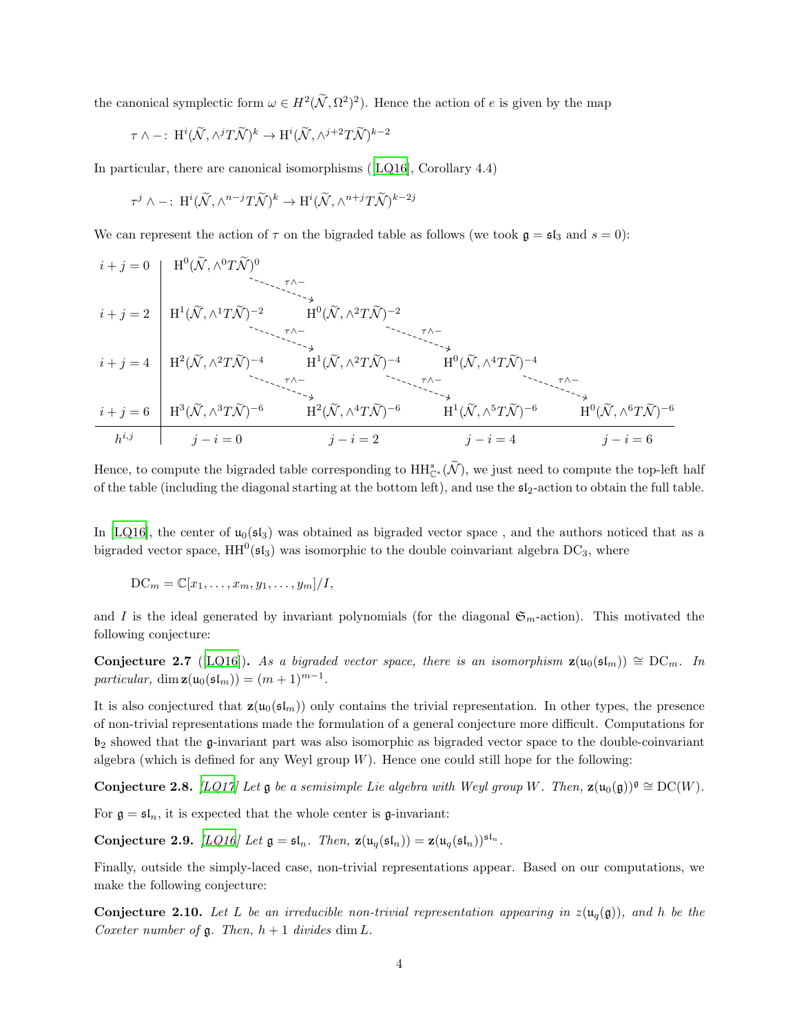the canonical symplectic form $\omega \in H^2(\widetilde{\mathcal{N}}, \Omega^2)^2)$. Hence the action of $e$ is given by the map

$$\tau \wedge -\colon \mathrm{H}^i(\widetilde{\mathcal{N}}, \wedge^j T\widetilde{\mathcal{N}})^k \to \mathrm{H}^i(\widetilde{\mathcal{N}}, \wedge^{j+2} T\widetilde{\mathcal{N}})^{k-2}$$

In particular, there are canonical isomorphisms ([LQ16], Corollary 4.4)

$$\tau^j \wedge -\colon \mathrm{H}^i(\widetilde{\mathcal{N}}, \wedge^{n-j} T\widetilde{\mathcal{N}})^k \to \mathrm{H}^i(\widetilde{\mathcal{N}}, \wedge^{n+j} T\widetilde{\mathcal{N}})^{k-2j}$$

We can represent the action of $\tau$ on the bigraded table as follows (we took $\mathfrak{g} = \mathfrak{sl}_3$ and $s = 0$):

| | | | | |
|---|---|---|---|---|
| $i+j=0$ | $\mathrm{H}^0(\widetilde{\mathcal{N}}, \wedge^0 T\widetilde{\mathcal{N}})^0$ | | | |
| $i+j=2$ | $\mathrm{H}^1(\widetilde{\mathcal{N}}, \wedge^1 T\widetilde{\mathcal{N}})^{-2}$ | $\mathrm{H}^0(\widetilde{\mathcal{N}}, \wedge^2 T\widetilde{\mathcal{N}})^{-2}$ | | |
| $i+j=4$ | $\mathrm{H}^2(\widetilde{\mathcal{N}}, \wedge^2 T\widetilde{\mathcal{N}})^{-4}$ | $\mathrm{H}^1(\widetilde{\mathcal{N}}, \wedge^2 T\widetilde{\mathcal{N}})^{-4}$ | $\mathrm{H}^0(\widetilde{\mathcal{N}}, \wedge^4 T\widetilde{\mathcal{N}})^{-4}$ | |
| $i+j=6$ | $\mathrm{H}^3(\widetilde{\mathcal{N}}, \wedge^3 T\widetilde{\mathcal{N}})^{-6}$ | $\mathrm{H}^2(\widetilde{\mathcal{N}}, \wedge^4 T\widetilde{\mathcal{N}})^{-6}$ | $\mathrm{H}^1(\widetilde{\mathcal{N}}, \wedge^5 T\widetilde{\mathcal{N}})^{-6}$ | $\mathrm{H}^0(\widetilde{\mathcal{N}}, \wedge^6 T\widetilde{\mathcal{N}})^{-6}$ |
| $h^{i,j}$ | $j-i=0$ | $j-i=2$ | $j-i=4$ | $j-i=6$ |

(The dashed arrows labelled $\tau\wedge-$ go diagonally from each entry to the entry one row down and one column to the right.)

Hence, to compute the bigraded table corresponding to $\mathrm{HH}^s_{\mathbb{C}^*}(\widetilde{\mathcal{N}})$, we just need to compute the top-left half of the table (including the diagonal starting at the bottom left), and use the $\mathfrak{sl}_2$-action to obtain the full table.

In [LQ16], the center of $\mathfrak{u}_0(\mathfrak{sl}_3)$ was obtained as bigraded vector space , and the authors noticed that as a bigraded vector space, $\mathrm{HH}^0(\mathfrak{sl}_3)$ was isomorphic to the double coinvariant algebra $\mathrm{DC}_3$, where

$$\mathrm{DC}_m = \mathbb{C}[x_1, \ldots, x_m, y_1, \ldots, y_m]/I,$$

and $I$ is the ideal generated by invariant polynomials (for the diagonal $\mathfrak{S}_m$-action). This motivated the following conjecture:

**Conjecture 2.7** ([LQ16])**.** *As a bigraded vector space, there is an isomorphism $\mathbf{z}(\mathfrak{u}_0(\mathfrak{sl}_m)) \cong \mathrm{DC}_m$. In particular, $\dim \mathbf{z}(\mathfrak{u}_0(\mathfrak{sl}_m)) = (m+1)^{m-1}$.*

It is also conjectured that $\mathbf{z}(\mathfrak{u}_0(\mathfrak{sl}_m))$ only contains the trivial representation. In other types, the presence of non-trivial representations made the formulation of a general conjecture more difficult. Computations for $\mathfrak{b}_2$ showed that the $\mathfrak{g}$-invariant part was also isomorphic as bigraded vector space to the double-coinvariant algebra (which is defined for any Weyl group $W$). Hence one could still hope for the following:

**Conjecture 2.8.** *[LQ17] Let $\mathfrak{g}$ be a semisimple Lie algebra with Weyl group $W$. Then, $\mathbf{z}(\mathfrak{u}_0(\mathfrak{g}))^{\mathfrak{g}} \cong \mathrm{DC}(W)$.*

For $\mathfrak{g} = \mathfrak{sl}_n$, it is expected that the whole center is $\mathfrak{g}$-invariant:

**Conjecture 2.9.** *[LQ16] Let $\mathfrak{g} = \mathfrak{sl}_n$. Then, $\mathbf{z}(\mathfrak{u}_q(\mathfrak{sl}_n)) = \mathbf{z}(\mathfrak{u}_q(\mathfrak{sl}_n))^{\mathfrak{sl}_n}$.*

Finally, outside the simply-laced case, non-trivial representations appear. Based on our computations, we make the following conjecture:

**Conjecture 2.10.** *Let $L$ be an irreducible non-trivial representation appearing in $z(\mathfrak{u}_q(\mathfrak{g}))$, and $h$ be the Coxeter number of $\mathfrak{g}$. Then, $h+1$ divides $\dim L$.*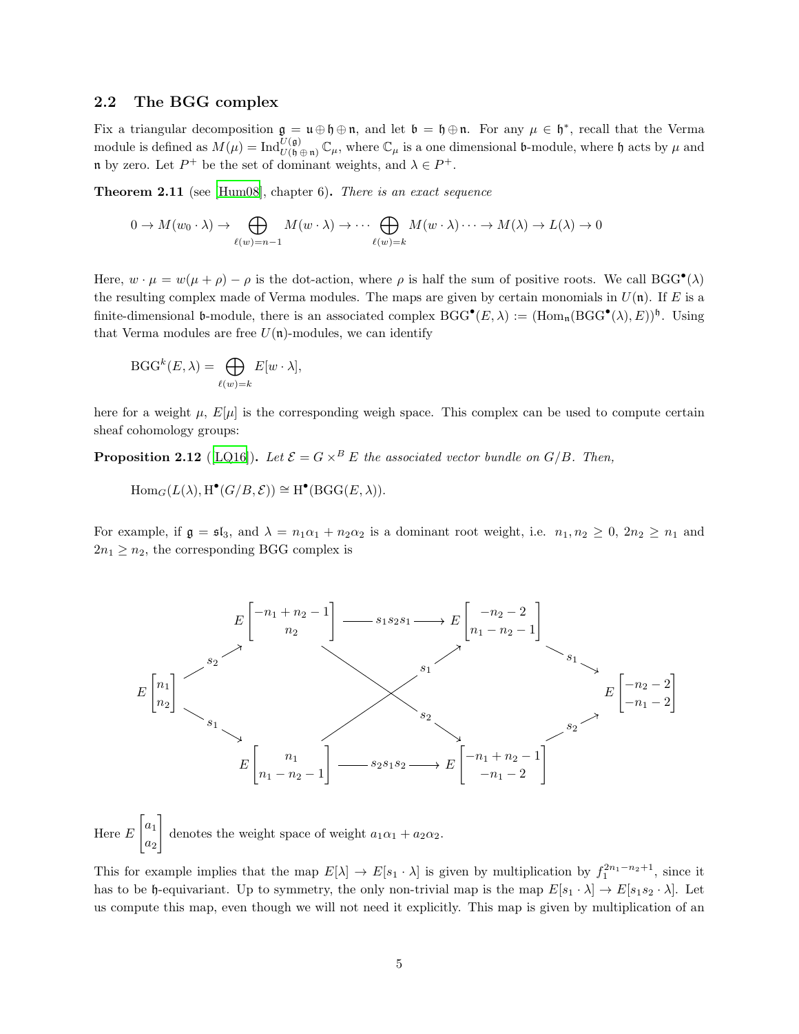## 2.2 The BGG complex

Fix a triangular decomposition $\mathfrak{g} = \mathfrak{u} \oplus \mathfrak{h} \oplus \mathfrak{n}$, and let $\mathfrak{b} = \mathfrak{h} \oplus \mathfrak{n}$. For any $\mu \in \mathfrak{h}^*$, recall that the Verma module is defined as $M(\mu) = \mathrm{Ind}_{U(\mathfrak{h} \oplus \mathfrak{n})}^{U(\mathfrak{g})} \mathbb{C}_\mu$, where $\mathbb{C}_\mu$ is a one dimensional $\mathfrak{b}$-module, where $\mathfrak{h}$ acts by $\mu$ and $\mathfrak{n}$ by zero. Let $P^+$ be the set of dominant weights, and $\lambda \in P^+$.

**Theorem 2.11** (see [Hum08], chapter 6)**.** *There is an exact sequence*

$$0 \to M(w_0 \cdot \lambda) \to \bigoplus_{\ell(w)=n-1} M(w \cdot \lambda) \to \cdots \bigoplus_{\ell(w)=k} M(w \cdot \lambda) \cdots \to M(\lambda) \to L(\lambda) \to 0$$

Here, $w \cdot \mu = w(\mu + \rho) - \rho$ is the dot-action, where $\rho$ is half the sum of positive roots. We call $\mathrm{BGG}^\bullet(\lambda)$ the resulting complex made of Verma modules. The maps are given by certain monomials in $U(\mathfrak{n})$. If $E$ is a finite-dimensional $\mathfrak{b}$-module, there is an associated complex $\mathrm{BGG}^\bullet(E, \lambda) := (\mathrm{Hom}_\mathfrak{n}(\mathrm{BGG}^\bullet(\lambda), E))^\mathfrak{h}$. Using that Verma modules are free $U(\mathfrak{n})$-modules, we can identify

$$\mathrm{BGG}^k(E, \lambda) = \bigoplus_{\ell(w)=k} E[w \cdot \lambda],$$

here for a weight $\mu$, $E[\mu]$ is the corresponding weigh space. This complex can be used to compute certain sheaf cohomology groups:

**Proposition 2.12** ([LQ16])**.** *Let $\mathcal{E} = G \times^B E$ the associated vector bundle on $G/B$. Then,*

$$\mathrm{Hom}_G(L(\lambda), \mathrm{H}^\bullet(G/B, \mathcal{E})) \cong \mathrm{H}^\bullet(\mathrm{BGG}(E, \lambda)).$$

For example, if $\mathfrak{g} = \mathfrak{sl}_3$, and $\lambda = n_1\alpha_1 + n_2\alpha_2$ is a dominant root weight, i.e. $n_1, n_2 \geq 0$, $2n_2 \geq n_1$ and $2n_1 \geq n_2$, the corresponding BGG complex is

$$\begin{array}{ccccccc}
 & & E\begin{bmatrix} -n_1+n_2-1 \\ n_2 \end{bmatrix} & \xrightarrow{s_1 s_2 s_1} & E\begin{bmatrix} -n_2-2 \\ n_1-n_2-1 \end{bmatrix} & & \\
 & \overset{s_2}{\nearrow} & & \overset{s_2}{\searrow} \; \overset{s_1}{\nearrow} & & \overset{s_1}{\searrow} & \\
E\begin{bmatrix} n_1 \\ n_2 \end{bmatrix} & & & & & & E\begin{bmatrix} -n_2-2 \\ -n_1-2 \end{bmatrix} \\
 & \underset{s_1}{\searrow} & & & & \underset{s_2}{\nearrow} & \\
 & & E\begin{bmatrix} n_1 \\ n_1-n_2-1 \end{bmatrix} & \xrightarrow{s_2 s_1 s_2} & E\begin{bmatrix} -n_1+n_2-1 \\ -n_1-2 \end{bmatrix} & &
\end{array}$$

Here $E\begin{bmatrix} a_1 \\ a_2 \end{bmatrix}$ denotes the weight space of weight $a_1\alpha_1 + a_2\alpha_2$.

This for example implies that the map $E[\lambda] \to E[s_1 \cdot \lambda]$ is given by multiplication by $f_1^{2n_1 - n_2 + 1}$, since it has to be $\mathfrak{h}$-equivariant. Up to symmetry, the only non-trivial map is the map $E[s_1 \cdot \lambda] \to E[s_1 s_2 \cdot \lambda]$. Let us compute this map, even though we will not need it explicitly. This map is given by multiplication of an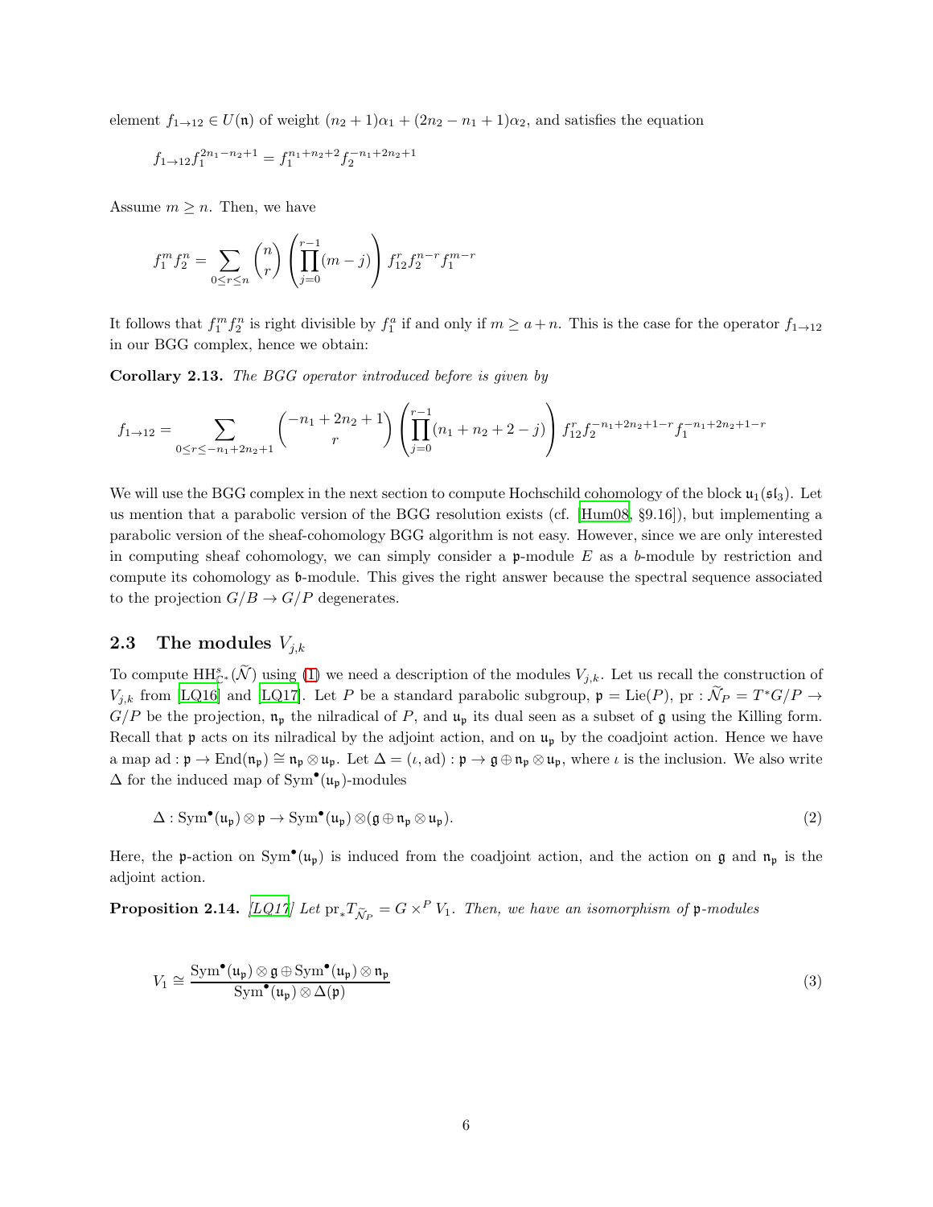element $f_{1\to 12} \in U(\mathfrak{n})$ of weight $(n_2+1)\alpha_1 + (2n_2 - n_1 + 1)\alpha_2$, and satisfies the equation

$$f_{1\to 12} f_1^{2n_1 - n_2 + 1} = f_1^{n_1+n_2+2} f_2^{-n_1+2n_2+1}$$

Assume $m \geq n$. Then, we have

$$f_1^m f_2^n = \sum_{0 \leq r \leq n} \binom{n}{r} \left( \prod_{j=0}^{r-1} (m-j) \right) f_{12}^r f_2^{n-r} f_1^{m-r}$$

It follows that $f_1^m f_2^n$ is right divisible by $f_1^a$ if and only if $m \geq a + n$. This is the case for the operator $f_{1\to 12}$ in our BGG complex, hence we obtain:

**Corollary 2.13.** *The BGG operator introduced before is given by*

$$f_{1\to 12} = \sum_{0 \leq r \leq -n_1+2n_2+1} \binom{-n_1+2n_2+1}{r} \left( \prod_{j=0}^{r-1} (n_1+n_2+2-j) \right) f_{12}^r f_2^{-n_1+2n_2+1-r} f_1^{-n_1+2n_2+1-r}$$

We will use the BGG complex in the next section to compute Hochschild cohomology of the block $\mathfrak{u}_1(\mathfrak{sl}_3)$. Let us mention that a parabolic version of the BGG resolution exists (cf. [Hum08, §9.16]), but implementing a parabolic version of the sheaf-cohomology BGG algorithm is not easy. However, since we are only interested in computing sheaf cohomology, we can simply consider a $\mathfrak{p}$-module $E$ as a $b$-module by restriction and compute its cohomology as $\mathfrak{b}$-module. This gives the right answer because the spectral sequence associated to the projection $G/B \to G/P$ degenerates.

## 2.3 The modules $V_{j,k}$

To compute $\mathrm{HH}^s_{\mathbb{C}^*}(\widetilde{\mathcal{N}})$ using (1) we need a description of the modules $V_{j,k}$. Let us recall the construction of $V_{j,k}$ from [LQ16] and [LQ17]. Let $P$ be a standard parabolic subgroup, $\mathfrak{p} = \mathrm{Lie}(P)$, $\mathrm{pr} : \widetilde{\mathcal{N}}_P = T^*G/P \to G/P$ be the projection, $\mathfrak{n}_\mathfrak{p}$ the nilradical of $P$, and $\mathfrak{u}_\mathfrak{p}$ its dual seen as a subset of $\mathfrak{g}$ using the Killing form. Recall that $\mathfrak{p}$ acts on its nilradical by the adjoint action, and on $\mathfrak{u}_\mathfrak{p}$ by the coadjoint action. Hence we have a map $\mathrm{ad} : \mathfrak{p} \to \mathrm{End}(\mathfrak{n}_\mathfrak{p}) \cong \mathfrak{n}_\mathfrak{p} \otimes \mathfrak{u}_\mathfrak{p}$. Let $\Delta = (\iota, \mathrm{ad}) : \mathfrak{p} \to \mathfrak{g} \oplus \mathfrak{n}_\mathfrak{p} \otimes \mathfrak{u}_\mathfrak{p}$, where $\iota$ is the inclusion. We also write $\Delta$ for the induced map of $\mathrm{Sym}^\bullet(\mathfrak{u}_\mathfrak{p})$-modules

$$\Delta : \mathrm{Sym}^\bullet(\mathfrak{u}_\mathfrak{p}) \otimes \mathfrak{p} \to \mathrm{Sym}^\bullet(\mathfrak{u}_\mathfrak{p}) \otimes (\mathfrak{g} \oplus \mathfrak{n}_\mathfrak{p} \otimes \mathfrak{u}_\mathfrak{p}). \tag{2}$$

Here, the $\mathfrak{p}$-action on $\mathrm{Sym}^\bullet(\mathfrak{u}_\mathfrak{p})$ is induced from the coadjoint action, and the action on $\mathfrak{g}$ and $\mathfrak{n}_\mathfrak{p}$ is the adjoint action.

**Proposition 2.14.** *[LQ17] Let $\mathrm{pr}_* T_{\widetilde{\mathcal{N}}_P} = G \times^P V_1$. Then, we have an isomorphism of $\mathfrak{p}$-modules*

$$V_1 \cong \frac{\mathrm{Sym}^\bullet(\mathfrak{u}_\mathfrak{p}) \otimes \mathfrak{g} \oplus \mathrm{Sym}^\bullet(\mathfrak{u}_\mathfrak{p}) \otimes \mathfrak{n}_\mathfrak{p}}{\mathrm{Sym}^\bullet(\mathfrak{u}_\mathfrak{p}) \otimes \Delta(\mathfrak{p})} \tag{3}$$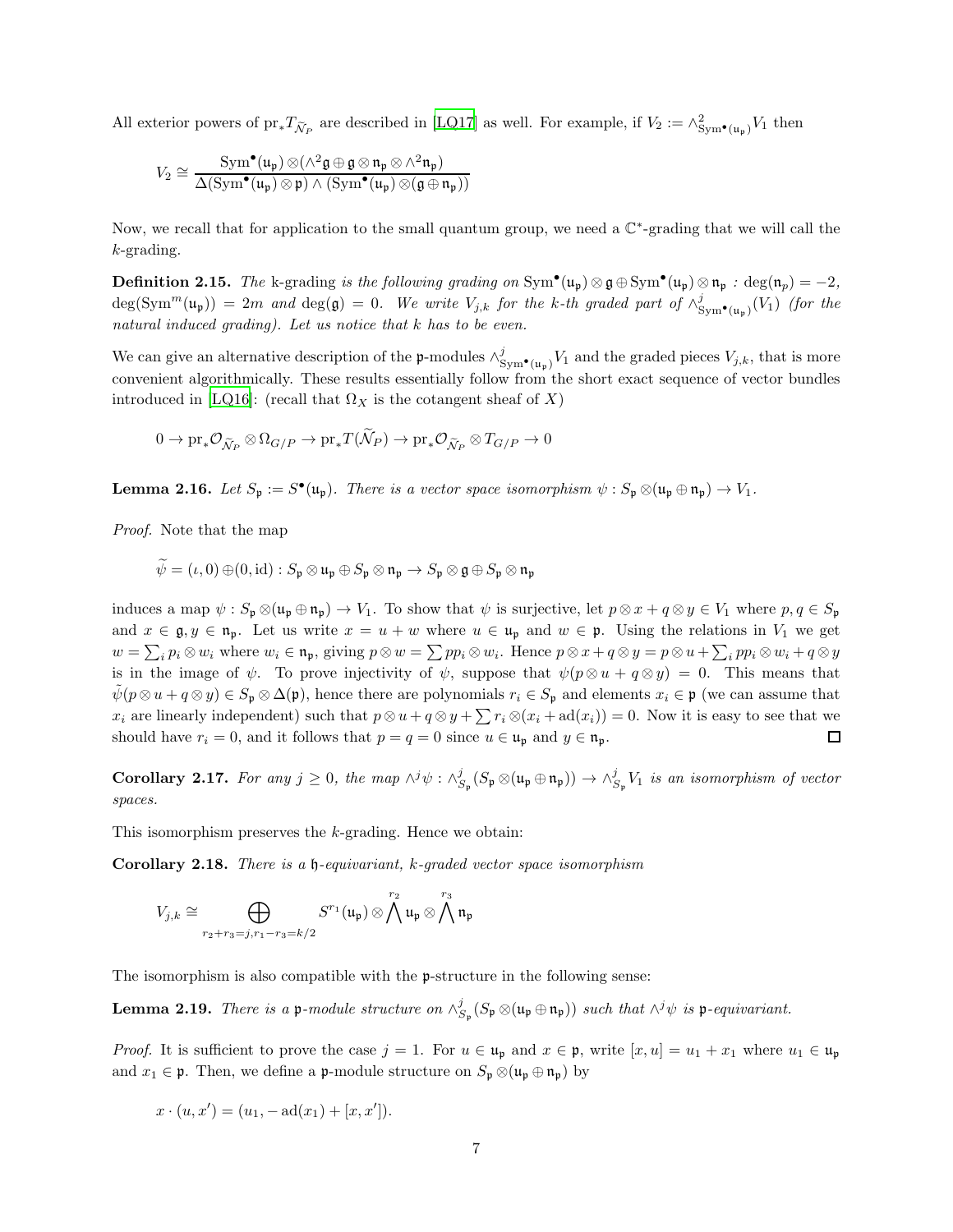All exterior powers of $\mathrm{pr}_* T_{\widetilde{\mathcal{N}}_P}$ are described in [LQ17] as well. For example, if $V_2 := \wedge^2_{\mathrm{Sym}^\bullet(\mathfrak{u}_\mathfrak{p})} V_1$ then

$$V_2 \cong \frac{\mathrm{Sym}^\bullet(\mathfrak{u}_\mathfrak{p}) \otimes (\wedge^2 \mathfrak{g} \oplus \mathfrak{g} \otimes \mathfrak{n}_\mathfrak{p} \otimes \wedge^2 \mathfrak{n}_\mathfrak{p})}{\Delta(\mathrm{Sym}^\bullet(\mathfrak{u}_\mathfrak{p}) \otimes \mathfrak{p}) \wedge (\mathrm{Sym}^\bullet(\mathfrak{u}_\mathfrak{p}) \otimes (\mathfrak{g} \oplus \mathfrak{n}_\mathfrak{p}))}$$

Now, we recall that for application to the small quantum group, we need a $\mathbb{C}^*$-grading that we will call the $k$-grading.

**Definition 2.15.** *The* k-grading *is the following grading on* $\mathrm{Sym}^\bullet(\mathfrak{u}_\mathfrak{p}) \otimes \mathfrak{g} \oplus \mathrm{Sym}^\bullet(\mathfrak{u}_\mathfrak{p}) \otimes \mathfrak{n}_\mathfrak{p}$ *:* $\deg(\mathfrak{n}_p) = -2$, $\deg(\mathrm{Sym}^m(\mathfrak{u}_\mathfrak{p})) = 2m$ *and* $\deg(\mathfrak{g}) = 0$. *We write* $V_{j,k}$ *for the k-th graded part of* $\wedge^j_{\mathrm{Sym}^\bullet(\mathfrak{u}_\mathfrak{p})}(V_1)$ *(for the natural induced grading). Let us notice that* $k$ *has to be even.*

We can give an alternative description of the $\mathfrak{p}$-modules $\wedge^j_{\mathrm{Sym}^\bullet(\mathfrak{u}_\mathfrak{p})} V_1$ and the graded pieces $V_{j,k}$, that is more convenient algorithmically. These results essentially follow from the short exact sequence of vector bundles introduced in [LQ16]: (recall that $\Omega_X$ is the cotangent sheaf of $X$)

$$0 \to \mathrm{pr}_* \mathcal{O}_{\widetilde{\mathcal{N}}_P} \otimes \Omega_{G/P} \to \mathrm{pr}_* T(\widetilde{\mathcal{N}}_P) \to \mathrm{pr}_* \mathcal{O}_{\widetilde{\mathcal{N}}_P} \otimes T_{G/P} \to 0$$

**Lemma 2.16.** *Let* $S_\mathfrak{p} := S^\bullet(\mathfrak{u}_\mathfrak{p})$. *There is a vector space isomorphism* $\psi : S_\mathfrak{p} \otimes (\mathfrak{u}_\mathfrak{p} \oplus \mathfrak{n}_\mathfrak{p}) \to V_1$.

*Proof.* Note that the map

$$\widetilde{\psi} = (\iota, 0) \oplus (0, \mathrm{id}) : S_\mathfrak{p} \otimes \mathfrak{u}_\mathfrak{p} \oplus S_\mathfrak{p} \otimes \mathfrak{n}_\mathfrak{p} \to S_\mathfrak{p} \otimes \mathfrak{g} \oplus S_\mathfrak{p} \otimes \mathfrak{n}_\mathfrak{p}$$

induces a map $\psi : S_\mathfrak{p} \otimes (\mathfrak{u}_\mathfrak{p} \oplus \mathfrak{n}_\mathfrak{p}) \to V_1$. To show that $\psi$ is surjective, let $p \otimes x + q \otimes y \in V_1$ where $p, q \in S_\mathfrak{p}$ and $x \in \mathfrak{g}, y \in \mathfrak{n}_\mathfrak{p}$. Let us write $x = u + w$ where $u \in \mathfrak{u}_\mathfrak{p}$ and $w \in \mathfrak{p}$. Using the relations in $V_1$ we get $w = \sum_i p_i \otimes w_i$ where $w_i \in \mathfrak{n}_\mathfrak{p}$, giving $p \otimes w = \sum p p_i \otimes w_i$. Hence $p \otimes x + q \otimes y = p \otimes u + \sum_i p p_i \otimes w_i + q \otimes y$ is in the image of $\psi$. To prove injectivity of $\psi$, suppose that $\psi(p \otimes u + q \otimes y) = 0$. This means that $\tilde{\psi}(p \otimes u + q \otimes y) \in S_\mathfrak{p} \otimes \Delta(\mathfrak{p})$, hence there are polynomials $r_i \in S_\mathfrak{p}$ and elements $x_i \in \mathfrak{p}$ (we can assume that $x_i$ are linearly independent) such that $p \otimes u + q \otimes y + \sum r_i \otimes (x_i + \mathrm{ad}(x_i)) = 0$. Now it is easy to see that we should have $r_i = 0$, and it follows that $p = q = 0$ since $u \in \mathfrak{u}_\mathfrak{p}$ and $y \in \mathfrak{n}_\mathfrak{p}$. $\square$

**Corollary 2.17.** *For any* $j \geq 0$, *the map* $\wedge^j \psi : \wedge^j_{S_\mathfrak{p}} (S_\mathfrak{p} \otimes (\mathfrak{u}_\mathfrak{p} \oplus \mathfrak{n}_\mathfrak{p})) \to \wedge^j_{S_\mathfrak{p}} V_1$ *is an isomorphism of vector spaces.*

This isomorphism preserves the $k$-grading. Hence we obtain:

**Corollary 2.18.** *There is a* $\mathfrak{h}$*-equivariant,* $k$*-graded vector space isomorphism*

$$V_{j,k} \cong \bigoplus_{r_2 + r_3 = j, r_1 - r_3 = k/2} S^{r_1}(\mathfrak{u}_\mathfrak{p}) \otimes \bigwedge^{r_2} \mathfrak{u}_\mathfrak{p} \otimes \bigwedge^{r_3} \mathfrak{n}_\mathfrak{p}$$

The isomorphism is also compatible with the $\mathfrak{p}$-structure in the following sense:

**Lemma 2.19.** *There is a* $\mathfrak{p}$*-module structure on* $\wedge^j_{S_\mathfrak{p}} (S_\mathfrak{p} \otimes (\mathfrak{u}_\mathfrak{p} \oplus \mathfrak{n}_\mathfrak{p}))$ *such that* $\wedge^j \psi$ *is* $\mathfrak{p}$*-equivariant.*

*Proof.* It is sufficient to prove the case $j = 1$. For $u \in \mathfrak{u}_\mathfrak{p}$ and $x \in \mathfrak{p}$, write $[x, u] = u_1 + x_1$ where $u_1 \in \mathfrak{u}_\mathfrak{p}$ and $x_1 \in \mathfrak{p}$. Then, we define a $\mathfrak{p}$-module structure on $S_\mathfrak{p} \otimes (\mathfrak{u}_\mathfrak{p} \oplus \mathfrak{n}_\mathfrak{p})$ by

$$x \cdot (u, x') = (u_1, -\mathrm{ad}(x_1) + [x, x']).$$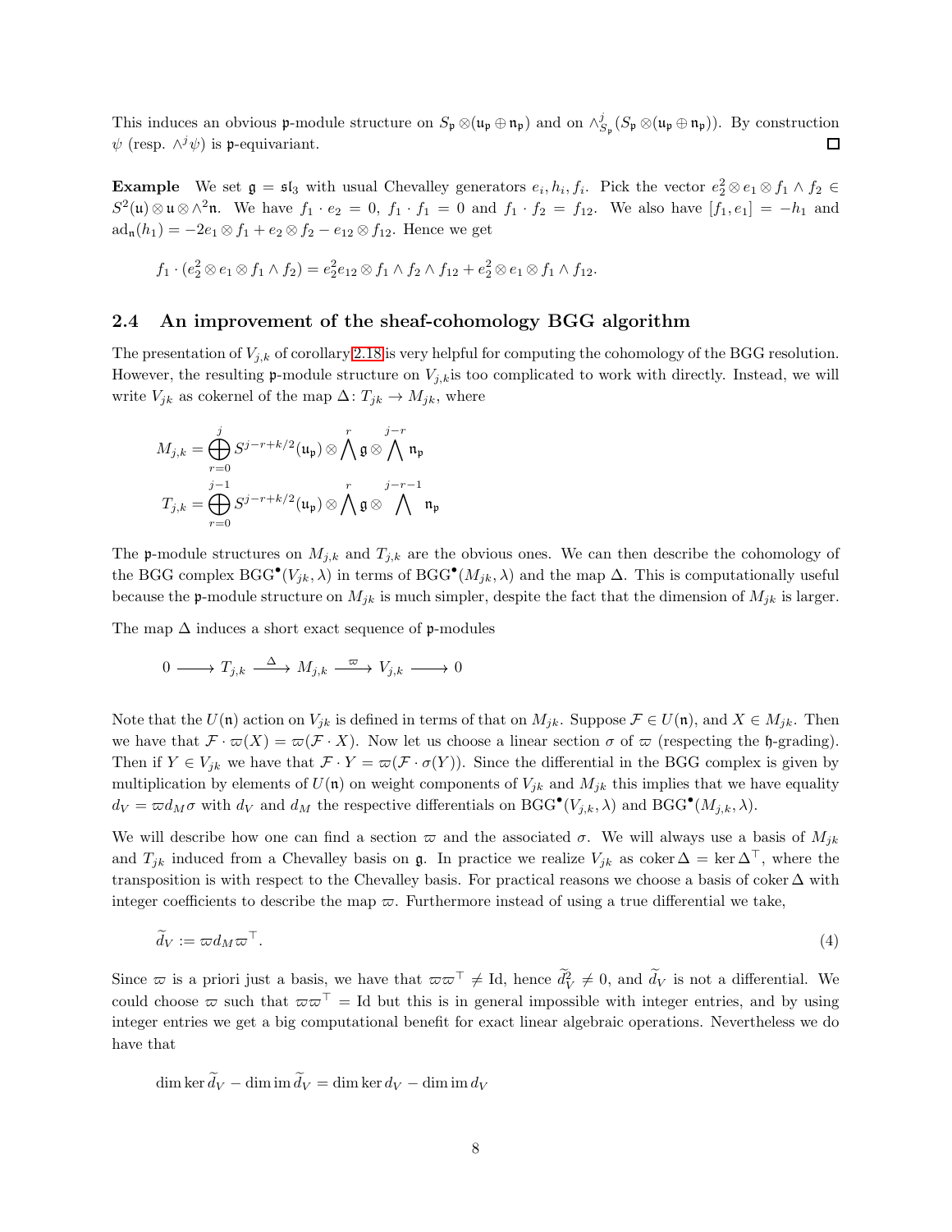This induces an obvious $\mathfrak{p}$-module structure on $S_\mathfrak{p} \otimes (\mathfrak{u}_\mathfrak{p} \oplus \mathfrak{n}_\mathfrak{p})$ and on $\wedge^j_{S_\mathfrak{p}}(S_\mathfrak{p} \otimes (\mathfrak{u}_\mathfrak{p} \oplus \mathfrak{n}_\mathfrak{p}))$. By construction $\psi$ (resp. $\wedge^j \psi$) is $\mathfrak{p}$-equivariant. □

**Example** We set $\mathfrak{g} = \mathfrak{sl}_3$ with usual Chevalley generators $e_i, h_i, f_i$. Pick the vector $e_2^2 \otimes e_1 \otimes f_1 \wedge f_2 \in S^2(\mathfrak{u}) \otimes \mathfrak{u} \otimes \wedge^2 \mathfrak{n}$. We have $f_1 \cdot e_2 = 0$, $f_1 \cdot f_1 = 0$ and $f_1 \cdot f_2 = f_{12}$. We also have $[f_1, e_1] = -h_1$ and $\mathrm{ad}_\mathfrak{n}(h_1) = -2e_1 \otimes f_1 + e_2 \otimes f_2 - e_{12} \otimes f_{12}$. Hence we get

$$f_1 \cdot (e_2^2 \otimes e_1 \otimes f_1 \wedge f_2) = e_2^2 e_{12} \otimes f_1 \wedge f_2 \wedge f_{12} + e_2^2 \otimes e_1 \otimes f_1 \wedge f_{12}.$$

## 2.4 An improvement of the sheaf-cohomology BGG algorithm

The presentation of $V_{j,k}$ of corollary 2.18 is very helpful for computing the cohomology of the BGG resolution. However, the resulting $\mathfrak{p}$-module structure on $V_{j,k}$is too complicated to work with directly. Instead, we will write $V_{jk}$ as cokernel of the map $\Delta\colon T_{jk} \to M_{jk}$, where

$$M_{j,k} = \bigoplus_{r=0}^{j} S^{j-r+k/2}(\mathfrak{u}_\mathfrak{p}) \otimes \bigwedge^r \mathfrak{g} \otimes \bigwedge^{j-r} \mathfrak{n}_\mathfrak{p}$$

$$T_{j,k} = \bigoplus_{r=0}^{j-1} S^{j-r+k/2}(\mathfrak{u}_\mathfrak{p}) \otimes \bigwedge^r \mathfrak{g} \otimes \bigwedge^{j-r-1} \mathfrak{n}_\mathfrak{p}$$

The $\mathfrak{p}$-module structures on $M_{j,k}$ and $T_{j,k}$ are the obvious ones. We can then describe the cohomology of the BGG complex $\mathrm{BGG}^\bullet(V_{jk}, \lambda)$ in terms of $\mathrm{BGG}^\bullet(M_{jk}, \lambda)$ and the map $\Delta$. This is computationally useful because the $\mathfrak{p}$-module structure on $M_{jk}$ is much simpler, despite the fact that the dimension of $M_{jk}$ is larger.

The map $\Delta$ induces a short exact sequence of $\mathfrak{p}$-modules

$$0 \longrightarrow T_{j,k} \xrightarrow{\ \Delta\ } M_{j,k} \xrightarrow{\ \varpi\ } V_{j,k} \longrightarrow 0$$

Note that the $U(\mathfrak{n})$ action on $V_{jk}$ is defined in terms of that on $M_{jk}$. Suppose $\mathcal{F} \in U(\mathfrak{n})$, and $X \in M_{jk}$. Then we have that $\mathcal{F} \cdot \varpi(X) = \varpi(\mathcal{F} \cdot X)$. Now let us choose a linear section $\sigma$ of $\varpi$ (respecting the $\mathfrak{h}$-grading). Then if $Y \in V_{jk}$ we have that $\mathcal{F} \cdot Y = \varpi(\mathcal{F} \cdot \sigma(Y))$. Since the differential in the BGG complex is given by multiplication by elements of $U(\mathfrak{n})$ on weight components of $V_{jk}$ and $M_{jk}$ this implies that we have equality $d_V = \varpi d_M \sigma$ with $d_V$ and $d_M$ the respective differentials on $\mathrm{BGG}^\bullet(V_{j,k}, \lambda)$ and $\mathrm{BGG}^\bullet(M_{j,k}, \lambda)$.

We will describe how one can find a section $\varpi$ and the associated $\sigma$. We will always use a basis of $M_{jk}$ and $T_{jk}$ induced from a Chevalley basis on $\mathfrak{g}$. In practice we realize $V_{jk}$ as $\operatorname{coker} \Delta = \ker \Delta^\top$, where the transposition is with respect to the Chevalley basis. For practical reasons we choose a basis of $\operatorname{coker} \Delta$ with integer coefficients to describe the map $\varpi$. Furthermore instead of using a true differential we take,

$$\widetilde{d}_V := \varpi d_M \varpi^\top. \tag{4}$$

Since $\varpi$ is a priori just a basis, we have that $\varpi\varpi^\top \neq \mathrm{Id}$, hence $\widetilde{d}_V^2 \neq 0$, and $\widetilde{d}_V$ is not a differential. We could choose $\varpi$ such that $\varpi\varpi^\top = \mathrm{Id}$ but this is in general impossible with integer entries, and by using integer entries we get a big computational benefit for exact linear algebraic operations. Nevertheless we do have that

$$\dim \ker \widetilde{d}_V - \dim \operatorname{im} \widetilde{d}_V = \dim \ker d_V - \dim \operatorname{im} d_V$$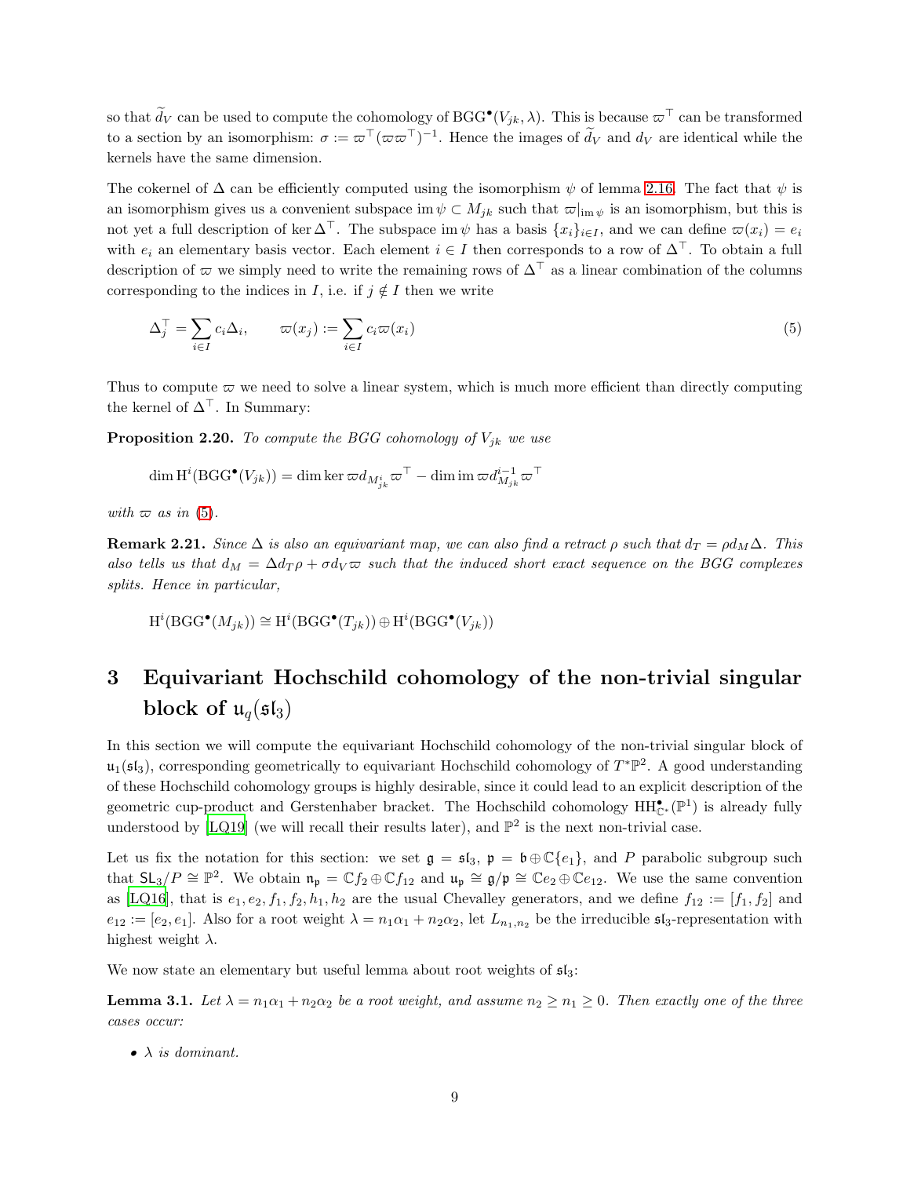so that $\widetilde{d}_V$ can be used to compute the cohomology of $\mathrm{BGG}^\bullet(V_{jk}, \lambda)$. This is because $\varpi^\top$ can be transformed to a section by an isomorphism: $\sigma := \varpi^\top(\varpi\varpi^\top)^{-1}$. Hence the images of $\widetilde{d}_V$ and $d_V$ are identical while the kernels have the same dimension.

The cokernel of $\Delta$ can be efficiently computed using the isomorphism $\psi$ of lemma 2.16. The fact that $\psi$ is an isomorphism gives us a convenient subspace $\operatorname{im}\psi \subset M_{jk}$ such that $\varpi|_{\operatorname{im}\psi}$ is an isomorphism, but this is not yet a full description of $\ker \Delta^\top$. The subspace $\operatorname{im}\psi$ has a basis $\{x_i\}_{i\in I}$, and we can define $\varpi(x_i) = e_i$ with $e_i$ an elementary basis vector. Each element $i \in I$ then corresponds to a row of $\Delta^\top$. To obtain a full description of $\varpi$ we simply need to write the remaining rows of $\Delta^\top$ as a linear combination of the columns corresponding to the indices in $I$, i.e. if $j \notin I$ then we write

$$\Delta_j^\top = \sum_{i\in I} c_i \Delta_i, \qquad \varpi(x_j) := \sum_{i\in I} c_i \varpi(x_i) \tag{5}$$

Thus to compute $\varpi$ we need to solve a linear system, which is much more efficient than directly computing the kernel of $\Delta^\top$. In Summary:

**Proposition 2.20.** *To compute the BGG cohomology of $V_{jk}$ we use*

$$\dim \mathrm{H}^i(\mathrm{BGG}^\bullet(V_{jk})) = \dim \ker \varpi d_{M^i_{jk}} \varpi^\top - \dim \operatorname{im} \varpi d^{i-1}_{M_{jk}} \varpi^\top$$

*with $\varpi$ as in (5).*

**Remark 2.21.** *Since $\Delta$ is also an equivariant map, we can also find a retract $\rho$ such that $d_T = \rho d_M \Delta$. This also tells us that $d_M = \Delta d_T \rho + \sigma d_V \varpi$ such that the induced short exact sequence on the BGG complexes splits. Hence in particular,*

$$\mathrm{H}^i(\mathrm{BGG}^\bullet(M_{jk})) \cong \mathrm{H}^i(\mathrm{BGG}^\bullet(T_{jk})) \oplus \mathrm{H}^i(\mathrm{BGG}^\bullet(V_{jk}))$$

# 3 Equivariant Hochschild cohomology of the non-trivial singular block of $\mathfrak{u}_q(\mathfrak{sl}_3)$

In this section we will compute the equivariant Hochschild cohomology of the non-trivial singular block of $\mathfrak{u}_1(\mathfrak{sl}_3)$, corresponding geometrically to equivariant Hochschild cohomology of $T^*\mathbb{P}^2$. A good understanding of these Hochschild cohomology groups is highly desirable, since it could lead to an explicit description of the geometric cup-product and Gerstenhaber bracket. The Hochschild cohomology $\mathrm{HH}^\bullet_{\mathbb{C}^*}(\mathbb{P}^1)$ is already fully understood by [LQ19] (we will recall their results later), and $\mathbb{P}^2$ is the next non-trivial case.

Let us fix the notation for this section: we set $\mathfrak{g} = \mathfrak{sl}_3$, $\mathfrak{p} = \mathfrak{b} \oplus \mathbb{C}\{e_1\}$, and $P$ parabolic subgroup such that $\mathsf{SL}_3/P \cong \mathbb{P}^2$. We obtain $\mathfrak{n}_\mathfrak{p} = \mathbb{C}f_2 \oplus \mathbb{C}f_{12}$ and $\mathfrak{u}_\mathfrak{p} \cong \mathfrak{g}/\mathfrak{p} \cong \mathbb{C}e_2 \oplus \mathbb{C}e_{12}$. We use the same convention as [LQ16], that is $e_1, e_2, f_1, f_2, h_1, h_2$ are the usual Chevalley generators, and we define $f_{12} := [f_1, f_2]$ and $e_{12} := [e_2, e_1]$. Also for a root weight $\lambda = n_1\alpha_1 + n_2\alpha_2$, let $L_{n_1,n_2}$ be the irreducible $\mathfrak{sl}_3$-representation with highest weight $\lambda$.

We now state an elementary but useful lemma about root weights of $\mathfrak{sl}_3$:

**Lemma 3.1.** *Let $\lambda = n_1\alpha_1 + n_2\alpha_2$ be a root weight, and assume $n_2 \geq n_1 \geq 0$. Then exactly one of the three cases occur:*

- *$\lambda$ is dominant.*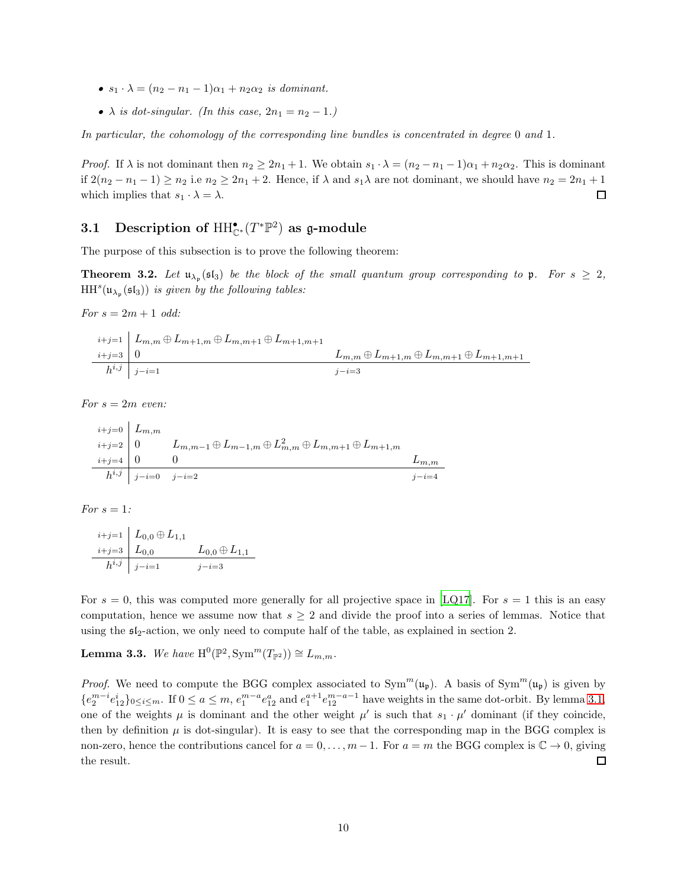- $s_1 \cdot \lambda = (n_2 - n_1 - 1)\alpha_1 + n_2\alpha_2$ *is dominant.*
- $\lambda$ *is dot-singular. (In this case,* $2n_1 = n_2 - 1$.*)*

*In particular, the cohomology of the corresponding line bundles is concentrated in degree* 0 *and* 1*.*

*Proof.* If $\lambda$ is not dominant then $n_2 \geq 2n_1 + 1$. We obtain $s_1 \cdot \lambda = (n_2 - n_1 - 1)\alpha_1 + n_2\alpha_2$. This is dominant if $2(n_2 - n_1 - 1) \geq n_2$ i.e $n_2 \geq 2n_1 + 2$. Hence, if $\lambda$ and $s_1\lambda$ are not dominant, we should have $n_2 = 2n_1 + 1$ which implies that $s_1 \cdot \lambda = \lambda$. □

### 3.1 Description of $\mathrm{HH}^{\bullet}_{\mathbb{C}^*}(T^*\mathbb{P}^2)$ as $\mathfrak{g}$-module

The purpose of this subsection is to prove the following theorem:

**Theorem 3.2.** *Let* $\mathfrak{u}_{\lambda_{\mathfrak{p}}}(\mathfrak{sl}_3)$ *be the block of the small quantum group corresponding to* $\mathfrak{p}$*. For* $s \geq 2$*,* $\mathrm{HH}^s(\mathfrak{u}_{\lambda_{\mathfrak{p}}}(\mathfrak{sl}_3))$ *is given by the following tables:*

*For* $s = 2m+1$ *odd:*

| | | |
|---|---|---|
| $i+j=1$ | $L_{m,m} \oplus L_{m+1,m} \oplus L_{m,m+1} \oplus L_{m+1,m+1}$ | |
| $i+j=3$ | $0$ | $L_{m,m} \oplus L_{m+1,m} \oplus L_{m,m+1} \oplus L_{m+1,m+1}$ |
| $h^{i,j}$ | $j-i=1$ | $j-i=3$ |

*For* $s = 2m$ *even:*

| | | | |
|---|---|---|---|
| $i+j=0$ | $L_{m,m}$ | | |
| $i+j=2$ | $0$ | $L_{m,m-1} \oplus L_{m-1,m} \oplus L_{m,m}^2 \oplus L_{m,m+1} \oplus L_{m+1,m}$ | |
| $i+j=4$ | $0$ | $0$ | $L_{m,m}$ |
| $h^{i,j}$ | $j-i=0$ | $j-i=2$ | $j-i=4$ |

*For* $s = 1$*:*

| | | |
|---|---|---|
| $i+j=1$ | $L_{0,0} \oplus L_{1,1}$ | |
| $i+j=3$ | $L_{0,0}$ | $L_{0,0} \oplus L_{1,1}$ |
| $h^{i,j}$ | $j-i=1$ | $j-i=3$ |

For $s = 0$, this was computed more generally for all projective space in [LQ17]. For $s = 1$ this is an easy computation, hence we assume now that $s \geq 2$ and divide the proof into a series of lemmas. Notice that using the $\mathfrak{sl}_2$-action, we only need to compute half of the table, as explained in section 2.

**Lemma 3.3.** *We have* $\mathrm{H}^0(\mathbb{P}^2, \mathrm{Sym}^m(T_{\mathbb{P}^2})) \cong L_{m,m}$*.*

*Proof.* We need to compute the BGG complex associated to $\mathrm{Sym}^m(\mathfrak{u}_{\mathfrak{p}})$. A basis of $\mathrm{Sym}^m(\mathfrak{u}_{\mathfrak{p}})$ is given by $\{e_2^{m-i}e_{12}^i\}_{0 \leq i \leq m}$. If $0 \leq a \leq m$, $e_1^{m-a}e_{12}^a$ and $e_1^{a+1}e_{12}^{m-a-1}$ have weights in the same dot-orbit. By lemma 3.1, one of the weights $\mu$ is dominant and the other weight $\mu'$ is such that $s_1 \cdot \mu'$ dominant (if they coincide, then by definition $\mu$ is dot-singular). It is easy to see that the corresponding map in the BGG complex is non-zero, hence the contributions cancel for $a = 0, \ldots, m-1$. For $a = m$ the BGG complex is $\mathbb{C} \to 0$, giving the result. □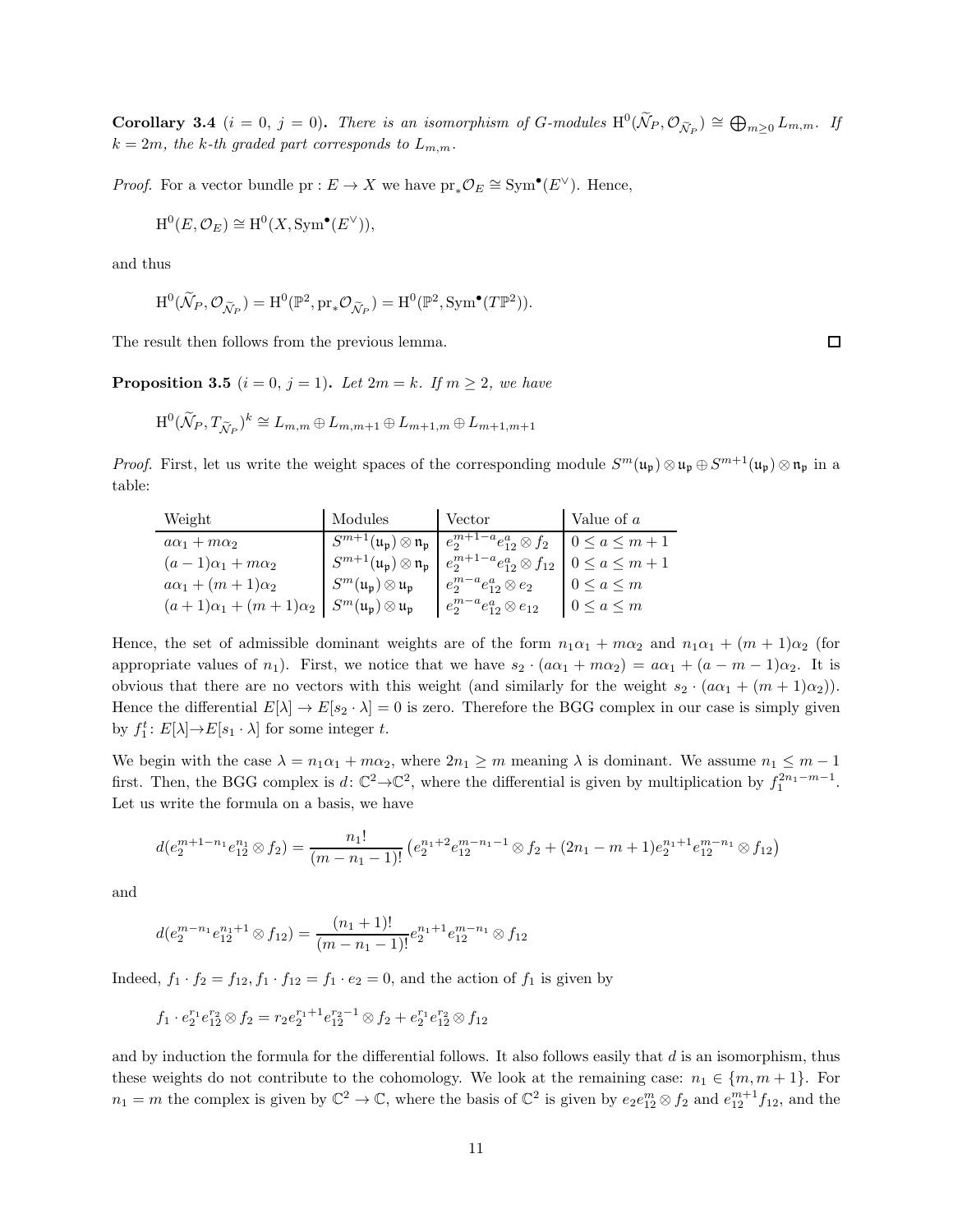**Corollary 3.4** ($i = 0$, $j = 0$)**.** *There is an isomorphism of $G$-modules $\mathrm{H}^0(\widetilde{\mathcal{N}}_P, \mathcal{O}_{\widetilde{\mathcal{N}}_P}) \cong \bigoplus_{m\geq 0} L_{m,m}$. If $k = 2m$, the $k$-th graded part corresponds to $L_{m,m}$.*

*Proof.* For a vector bundle $\mathrm{pr} : E \to X$ we have $\mathrm{pr}_* \mathcal{O}_E \cong \mathrm{Sym}^\bullet(E^\vee)$. Hence,

$$\mathrm{H}^0(E, \mathcal{O}_E) \cong \mathrm{H}^0(X, \mathrm{Sym}^\bullet(E^\vee)),$$

and thus

$$\mathrm{H}^0(\widetilde{\mathcal{N}}_P, \mathcal{O}_{\widetilde{\mathcal{N}}_P}) = \mathrm{H}^0(\mathbb{P}^2, \mathrm{pr}_* \mathcal{O}_{\widetilde{\mathcal{N}}_P}) = \mathrm{H}^0(\mathbb{P}^2, \mathrm{Sym}^\bullet(T\mathbb{P}^2)).$$

The result then follows from the previous lemma. $\square$

**Proposition 3.5** ($i = 0$, $j = 1$)**.** *Let $2m = k$. If $m \geq 2$, we have*

$$\mathrm{H}^0(\widetilde{\mathcal{N}}_P, T_{\widetilde{\mathcal{N}}_P})^k \cong L_{m,m} \oplus L_{m,m+1} \oplus L_{m+1,m} \oplus L_{m+1,m+1}$$

*Proof.* First, let us write the weight spaces of the corresponding module $S^m(\mathfrak{u}_\mathfrak{p}) \otimes \mathfrak{u}_\mathfrak{p} \oplus S^{m+1}(\mathfrak{u}_\mathfrak{p}) \otimes \mathfrak{n}_\mathfrak{p}$ in a table:

| Weight | Modules | Vector | Value of $a$ |
|---|---|---|---|
| $a\alpha_1 + m\alpha_2$ | $S^{m+1}(\mathfrak{u}_\mathfrak{p}) \otimes \mathfrak{n}_\mathfrak{p}$ | $e_2^{m+1-a} e_{12}^a \otimes f_2$ | $0 \leq a \leq m+1$ |
| $(a-1)\alpha_1 + m\alpha_2$ | $S^{m+1}(\mathfrak{u}_\mathfrak{p}) \otimes \mathfrak{n}_\mathfrak{p}$ | $e_2^{m+1-a} e_{12}^a \otimes f_{12}$ | $0 \leq a \leq m+1$ |
| $a\alpha_1 + (m+1)\alpha_2$ | $S^m(\mathfrak{u}_\mathfrak{p}) \otimes \mathfrak{u}_\mathfrak{p}$ | $e_2^{m-a} e_{12}^a \otimes e_2$ | $0 \leq a \leq m$ |
| $(a+1)\alpha_1 + (m+1)\alpha_2$ | $S^m(\mathfrak{u}_\mathfrak{p}) \otimes \mathfrak{u}_\mathfrak{p}$ | $e_2^{m-a} e_{12}^a \otimes e_{12}$ | $0 \leq a \leq m$ |

Hence, the set of admissible dominant weights are of the form $n_1\alpha_1 + m\alpha_2$ and $n_1\alpha_1 + (m+1)\alpha_2$ (for appropriate values of $n_1$). First, we notice that we have $s_2 \cdot (a\alpha_1 + m\alpha_2) = a\alpha_1 + (a - m - 1)\alpha_2$. It is obvious that there are no vectors with this weight (and similarly for the weight $s_2 \cdot (a\alpha_1 + (m+1)\alpha_2)$). Hence the differential $E[\lambda] \to E[s_2 \cdot \lambda] = 0$ is zero. Therefore the BGG complex in our case is simply given by $f_1^t \colon E[\lambda] \to E[s_1 \cdot \lambda]$ for some integer $t$.

We begin with the case $\lambda = n_1\alpha_1 + m\alpha_2$, where $2n_1 \geq m$ meaning $\lambda$ is dominant. We assume $n_1 \leq m - 1$ first. Then, the BGG complex is $d \colon \mathbb{C}^2 \to \mathbb{C}^2$, where the differential is given by multiplication by $f_1^{2n_1 - m - 1}$. Let us write the formula on a basis, we have

$$d(e_2^{m+1-n_1} e_{12}^{n_1} \otimes f_2) = \frac{n_1!}{(m - n_1 - 1)!} \left( e_2^{n_1+2} e_{12}^{m-n_1-1} \otimes f_2 + (2n_1 - m + 1) e_2^{n_1+1} e_{12}^{m-n_1} \otimes f_{12} \right)$$

and

$$d(e_2^{m-n_1} e_{12}^{n_1+1} \otimes f_{12}) = \frac{(n_1+1)!}{(m - n_1 - 1)!} e_2^{n_1+1} e_{12}^{m-n_1} \otimes f_{12}$$

Indeed, $f_1 \cdot f_2 = f_{12}, f_1 \cdot f_{12} = f_1 \cdot e_2 = 0$, and the action of $f_1$ is given by

$$f_1 \cdot e_2^{r_1} e_{12}^{r_2} \otimes f_2 = r_2 e_2^{r_1+1} e_{12}^{r_2-1} \otimes f_2 + e_2^{r_1} e_{12}^{r_2} \otimes f_{12}$$

and by induction the formula for the differential follows. It also follows easily that $d$ is an isomorphism, thus these weights do not contribute to the cohomology. We look at the remaining case: $n_1 \in \{m, m+1\}$. For $n_1 = m$ the complex is given by $\mathbb{C}^2 \to \mathbb{C}$, where the basis of $\mathbb{C}^2$ is given by $e_2 e_{12}^m \otimes f_2$ and $e_{12}^{m+1} f_{12}$, and the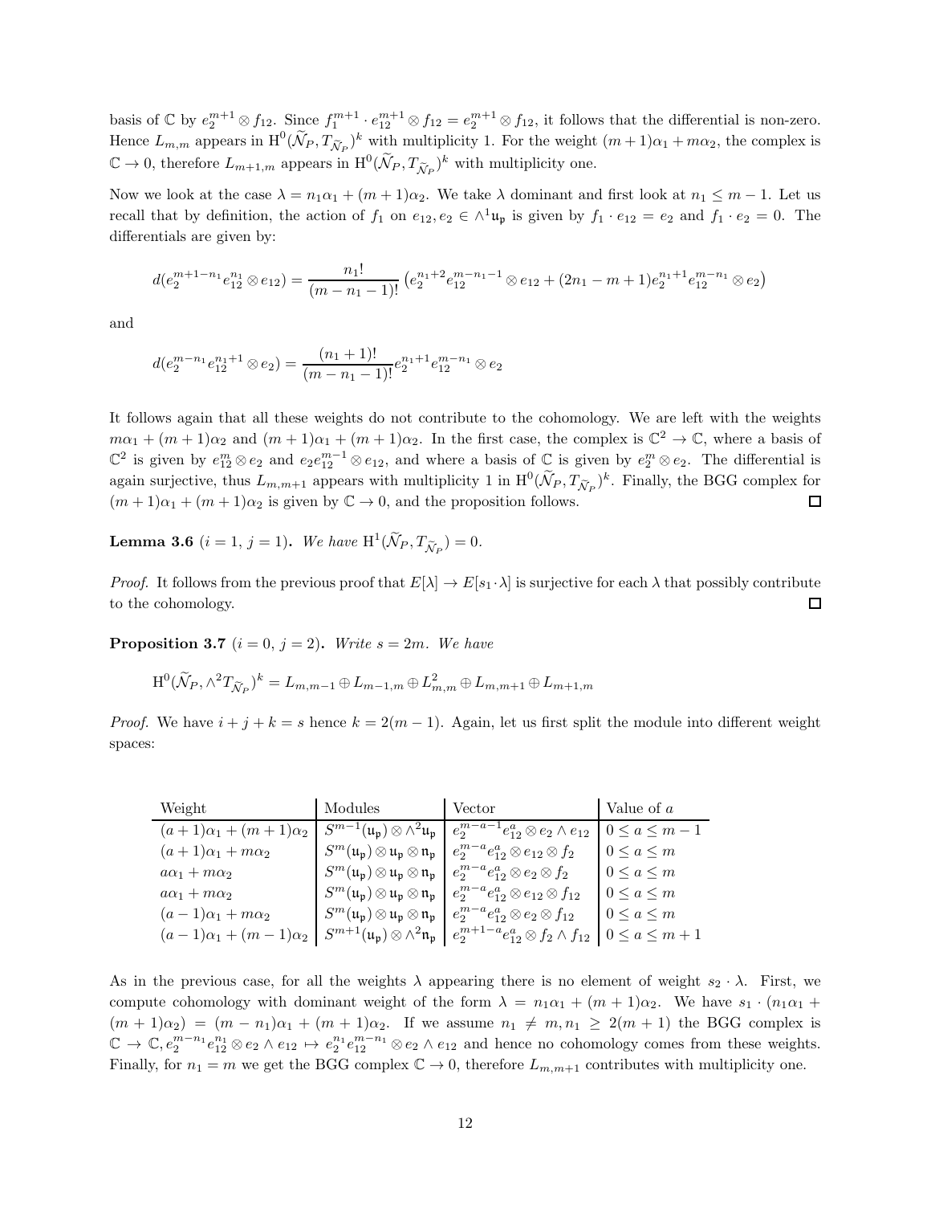basis of $\mathbb{C}$ by $e_2^{m+1} \otimes f_{12}$. Since $f_1^{m+1} \cdot e_{12}^{m+1} \otimes f_{12} = e_2^{m+1} \otimes f_{12}$, it follows that the differential is non-zero. Hence $L_{m,m}$ appears in $\mathrm{H}^0(\widetilde{\mathcal{N}}_P, T_{\widetilde{\mathcal{N}}_P})^k$ with multiplicity 1. For the weight $(m+1)\alpha_1 + m\alpha_2$, the complex is $\mathbb{C} \to 0$, therefore $L_{m+1,m}$ appears in $\mathrm{H}^0(\widetilde{\mathcal{N}}_P, T_{\widetilde{\mathcal{N}}_P})^k$ with multiplicity one.

Now we look at the case $\lambda = n_1\alpha_1 + (m+1)\alpha_2$. We take $\lambda$ dominant and first look at $n_1 \leq m-1$. Let us recall that by definition, the action of $f_1$ on $e_{12}, e_2 \in \wedge^1\mathfrak{u}_\mathfrak{p}$ is given by $f_1 \cdot e_{12} = e_2$ and $f_1 \cdot e_2 = 0$. The differentials are given by:

$$d(e_2^{m+1-n_1} e_{12}^{n_1} \otimes e_{12}) = \frac{n_1!}{(m-n_1-1)!}\left(e_2^{n_1+2} e_{12}^{m-n_1-1} \otimes e_{12} + (2n_1 - m + 1) e_2^{n_1+1} e_{12}^{m-n_1} \otimes e_2\right)$$

and

$$d(e_2^{m-n_1} e_{12}^{n_1+1} \otimes e_2) = \frac{(n_1+1)!}{(m-n_1-1)!} e_2^{n_1+1} e_{12}^{m-n_1} \otimes e_2$$

It follows again that all these weights do not contribute to the cohomology. We are left with the weights $m\alpha_1 + (m+1)\alpha_2$ and $(m+1)\alpha_1 + (m+1)\alpha_2$. In the first case, the complex is $\mathbb{C}^2 \to \mathbb{C}$, where a basis of $\mathbb{C}^2$ is given by $e_{12}^m \otimes e_2$ and $e_2 e_{12}^{m-1} \otimes e_{12}$, and where a basis of $\mathbb{C}$ is given by $e_2^m \otimes e_2$. The differential is again surjective, thus $L_{m,m+1}$ appears with multiplicity 1 in $\mathrm{H}^0(\widetilde{\mathcal{N}}_P, T_{\widetilde{\mathcal{N}}_P})^k$. Finally, the BGG complex for $(m+1)\alpha_1 + (m+1)\alpha_2$ is given by $\mathbb{C} \to 0$, and the proposition follows. □

**Lemma 3.6** ($i = 1$, $j = 1$)**.** *We have* $\mathrm{H}^1(\widetilde{\mathcal{N}}_P, T_{\widetilde{\mathcal{N}}_P}) = 0$.

*Proof.* It follows from the previous proof that $E[\lambda] \to E[s_1 \cdot \lambda]$ is surjective for each $\lambda$ that possibly contribute to the cohomology. □

**Proposition 3.7** ($i = 0$, $j = 2$)**.** *Write* $s = 2m$. *We have*

$$\mathrm{H}^0(\widetilde{\mathcal{N}}_P, \wedge^2 T_{\widetilde{\mathcal{N}}_P})^k = L_{m,m-1} \oplus L_{m-1,m} \oplus L_{m,m}^2 \oplus L_{m,m+1} \oplus L_{m+1,m}$$

*Proof.* We have $i + j + k = s$ hence $k = 2(m-1)$. Again, let us first split the module into different weight spaces:

| Weight | Modules | Vector | Value of $a$ |
|---|---|---|---|
| $(a+1)\alpha_1 + (m+1)\alpha_2$ | $S^{m-1}(\mathfrak{u}_\mathfrak{p}) \otimes \wedge^2\mathfrak{u}_\mathfrak{p}$ | $e_2^{m-a-1} e_{12}^a \otimes e_2 \wedge e_{12}$ | $0 \leq a \leq m-1$ |
| $(a+1)\alpha_1 + m\alpha_2$ | $S^m(\mathfrak{u}_\mathfrak{p}) \otimes \mathfrak{u}_\mathfrak{p} \otimes \mathfrak{n}_\mathfrak{p}$ | $e_2^{m-a} e_{12}^a \otimes e_{12} \otimes f_2$ | $0 \leq a \leq m$ |
| $a\alpha_1 + m\alpha_2$ | $S^m(\mathfrak{u}_\mathfrak{p}) \otimes \mathfrak{u}_\mathfrak{p} \otimes \mathfrak{n}_\mathfrak{p}$ | $e_2^{m-a} e_{12}^a \otimes e_2 \otimes f_2$ | $0 \leq a \leq m$ |
| $a\alpha_1 + m\alpha_2$ | $S^m(\mathfrak{u}_\mathfrak{p}) \otimes \mathfrak{u}_\mathfrak{p} \otimes \mathfrak{n}_\mathfrak{p}$ | $e_2^{m-a} e_{12}^a \otimes e_{12} \otimes f_{12}$ | $0 \leq a \leq m$ |
| $(a-1)\alpha_1 + m\alpha_2$ | $S^m(\mathfrak{u}_\mathfrak{p}) \otimes \mathfrak{u}_\mathfrak{p} \otimes \mathfrak{n}_\mathfrak{p}$ | $e_2^{m-a} e_{12}^a \otimes e_2 \otimes f_{12}$ | $0 \leq a \leq m$ |
| $(a-1)\alpha_1 + (m-1)\alpha_2$ | $S^{m+1}(\mathfrak{u}_\mathfrak{p}) \otimes \wedge^2\mathfrak{n}_\mathfrak{p}$ | $e_2^{m+1-a} e_{12}^a \otimes f_2 \wedge f_{12}$ | $0 \leq a \leq m+1$ |

As in the previous case, for all the weights $\lambda$ appearing there is no element of weight $s_2 \cdot \lambda$. First, we compute cohomology with dominant weight of the form $\lambda = n_1\alpha_1 + (m+1)\alpha_2$. We have $s_1 \cdot (n_1\alpha_1 + (m+1)\alpha_2) = (m - n_1)\alpha_1 + (m+1)\alpha_2$. If we assume $n_1 \neq m, n_1 \geq 2(m+1)$ the BGG complex is $\mathbb{C} \to \mathbb{C}, e_2^{m-n_1} e_{12}^{n_1} \otimes e_2 \wedge e_{12} \mapsto e_2^{n_1} e_{12}^{m-n_1} \otimes e_2 \wedge e_{12}$ and hence no cohomology comes from these weights. Finally, for $n_1 = m$ we get the BGG complex $\mathbb{C} \to 0$, therefore $L_{m,m+1}$ contributes with multiplicity one.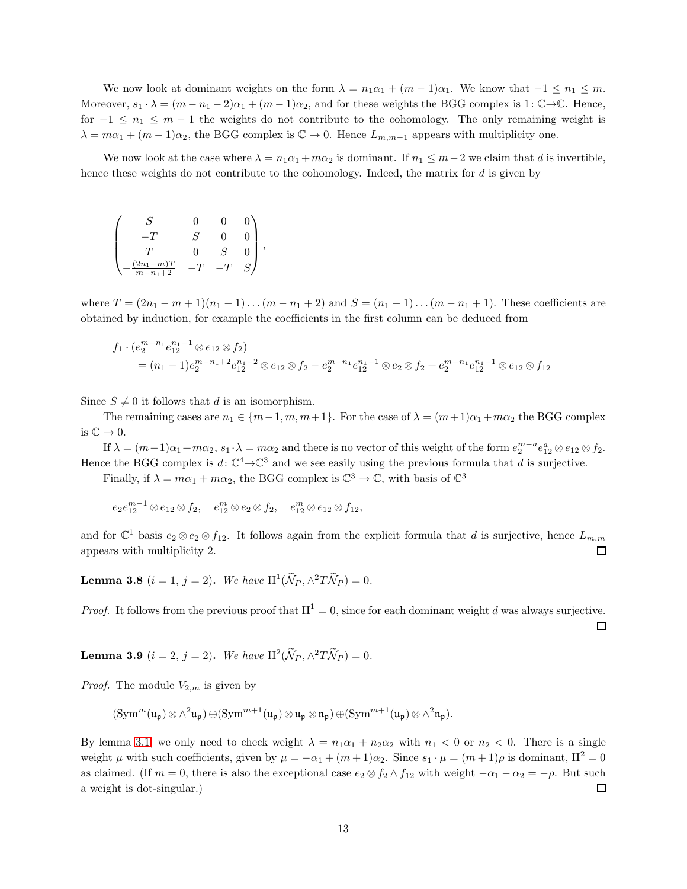We now look at dominant weights on the form $\lambda = n_1\alpha_1 + (m-1)\alpha_1$. We know that $-1 \le n_1 \le m$. Moreover, $s_1 \cdot \lambda = (m - n_1 - 2)\alpha_1 + (m-1)\alpha_2$, and for these weights the BGG complex is $1\colon \mathbb{C} \to \mathbb{C}$. Hence, for $-1 \le n_1 \le m-1$ the weights do not contribute to the cohomology. The only remaining weight is $\lambda = m\alpha_1 + (m-1)\alpha_2$, the BGG complex is $\mathbb{C} \to 0$. Hence $L_{m,m-1}$ appears with multiplicity one.

We now look at the case where $\lambda = n_1\alpha_1 + m\alpha_2$ is dominant. If $n_1 \le m-2$ we claim that $d$ is invertible, hence these weights do not contribute to the cohomology. Indeed, the matrix for $d$ is given by

$$\begin{pmatrix} S & 0 & 0 & 0 \\ -T & S & 0 & 0 \\ T & 0 & S & 0 \\ -\frac{(2n_1-m)T}{m-n_1+2} & -T & -T & S \end{pmatrix},$$

where $T = (2n_1 - m + 1)(n_1 - 1) \dots (m - n_1 + 2)$ and $S = (n_1 - 1) \dots (m - n_1 + 1)$. These coefficients are obtained by induction, for example the coefficients in the first column can be deduced from

$$\begin{aligned} &f_1 \cdot (e_2^{m-n_1} e_{12}^{n_1-1} \otimes e_{12} \otimes f_2) \\ &\quad = (n_1 - 1) e_2^{m-n_1+2} e_{12}^{n_1-2} \otimes e_{12} \otimes f_2 - e_2^{m-n_1} e_{12}^{n_1-1} \otimes e_2 \otimes f_2 + e_2^{m-n_1} e_{12}^{n_1-1} \otimes e_{12} \otimes f_{12} \end{aligned}$$

Since $S \neq 0$ it follows that $d$ is an isomorphism.

The remaining cases are $n_1 \in \{m-1, m, m+1\}$. For the case of $\lambda = (m+1)\alpha_1 + m\alpha_2$ the BGG complex is $\mathbb{C} \to 0$.

If $\lambda = (m-1)\alpha_1 + m\alpha_2$, $s_1 \cdot \lambda = m\alpha_2$ and there is no vector of this weight of the form $e_2^{m-a} e_{12}^a \otimes e_{12} \otimes f_2$. Hence the BGG complex is $d\colon \mathbb{C}^4 \to \mathbb{C}^3$ and we see easily using the previous formula that $d$ is surjective.

Finally, if $\lambda = m\alpha_1 + m\alpha_2$, the BGG complex is $\mathbb{C}^3 \to \mathbb{C}$, with basis of $\mathbb{C}^3$

$$e_2 e_{12}^{m-1} \otimes e_{12} \otimes f_2, \quad e_{12}^m \otimes e_2 \otimes f_2, \quad e_{12}^m \otimes e_{12} \otimes f_{12},$$

and for $\mathbb{C}^1$ basis $e_2 \otimes e_2 \otimes f_{12}$. It follows again from the explicit formula that $d$ is surjective, hence $L_{m,m}$ appears with multiplicity 2. ◻

**Lemma 3.8** ($i = 1$, $j = 2$). *We have* $\mathrm{H}^1(\widetilde{\mathcal{N}}_P, \wedge^2 T\widetilde{\mathcal{N}}_P) = 0$.

*Proof.* It follows from the previous proof that $\mathrm{H}^1 = 0$, since for each dominant weight $d$ was always surjective. ◻

**Lemma 3.9** ($i = 2$, $j = 2$). *We have* $\mathrm{H}^2(\widetilde{\mathcal{N}}_P, \wedge^2 T\widetilde{\mathcal{N}}_P) = 0$.

*Proof.* The module $V_{2,m}$ is given by

$$(\mathrm{Sym}^m(\mathfrak{u}_\mathfrak{p}) \otimes \wedge^2 \mathfrak{u}_\mathfrak{p}) \oplus (\mathrm{Sym}^{m+1}(\mathfrak{u}_\mathfrak{p}) \otimes \mathfrak{u}_\mathfrak{p} \otimes \mathfrak{n}_\mathfrak{p}) \oplus (\mathrm{Sym}^{m+1}(\mathfrak{u}_\mathfrak{p}) \otimes \wedge^2 \mathfrak{n}_\mathfrak{p}).$$

By lemma 3.1, we only need to check weight $\lambda = n_1\alpha_1 + n_2\alpha_2$ with $n_1 < 0$ or $n_2 < 0$. There is a single weight $\mu$ with such coefficients, given by $\mu = -\alpha_1 + (m+1)\alpha_2$. Since $s_1 \cdot \mu = (m+1)\rho$ is dominant, $\mathrm{H}^2 = 0$ as claimed. (If $m = 0$, there is also the exceptional case $e_2 \otimes f_2 \wedge f_{12}$ with weight $-\alpha_1 - \alpha_2 = -\rho$. But such a weight is dot-singular.) ◻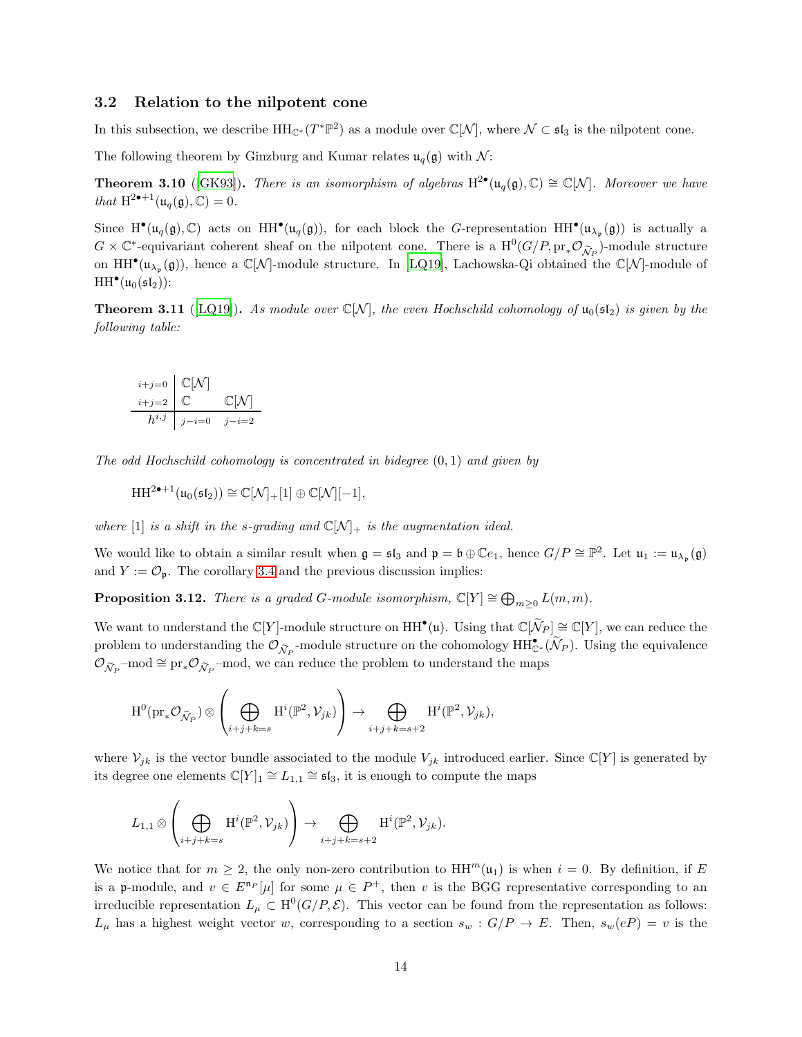### 3.2 Relation to the nilpotent cone

In this subsection, we describe $\mathrm{HH}_{\mathbb{C}^*}(T^*\mathbb{P}^2)$ as a module over $\mathbb{C}[\mathcal{N}]$, where $\mathcal{N} \subset \mathfrak{sl}_3$ is the nilpotent cone.

The following theorem by Ginzburg and Kumar relates $\mathfrak{u}_q(\mathfrak{g})$ with $\mathcal{N}$:

**Theorem 3.10** ([GK93]). *There is an isomorphism of algebras $\mathrm{H}^{2\bullet}(\mathfrak{u}_q(\mathfrak{g}), \mathbb{C}) \cong \mathbb{C}[\mathcal{N}]$. Moreover we have that $\mathrm{H}^{2\bullet+1}(\mathfrak{u}_q(\mathfrak{g}), \mathbb{C}) = 0$.*

Since $\mathrm{H}^\bullet(\mathfrak{u}_q(\mathfrak{g}), \mathbb{C})$ acts on $\mathrm{HH}^\bullet(\mathfrak{u}_q(\mathfrak{g}))$, for each block the $G$-representation $\mathrm{HH}^\bullet(\mathfrak{u}_{\lambda_\mathfrak{p}}(\mathfrak{g}))$ is actually a $G \times \mathbb{C}^*$-equivariant coherent sheaf on the nilpotent cone. There is a $\mathrm{H}^0(G/P, \mathrm{pr}_*\mathcal{O}_{\widetilde{\mathcal{N}}_P})$-module structure on $\mathrm{HH}^\bullet(\mathfrak{u}_{\lambda_\mathfrak{p}}(\mathfrak{g}))$, hence a $\mathbb{C}[\mathcal{N}]$-module structure. In [LQ19], Lachowska-Qi obtained the $\mathbb{C}[\mathcal{N}]$-module of $\mathrm{HH}^\bullet(\mathfrak{u}_0(\mathfrak{sl}_2))$:

**Theorem 3.11** ([LQ19]). *As module over $\mathbb{C}[\mathcal{N}]$, the even Hochschild cohomology of $\mathfrak{u}_0(\mathfrak{sl}_2)$ is given by the following table:*

| | | |
|---|---|---|
| $i+j=0$ | $\mathbb{C}[\mathcal{N}]$ | |
| $i+j=2$ | $\mathbb{C}$ | $\mathbb{C}[\mathcal{N}]$ |
| $h^{i,j}$ | $j-i=0$ | $j-i=2$ |

*The odd Hochschild cohomology is concentrated in bidegree $(0,1)$ and given by*

$$\mathrm{HH}^{2\bullet+1}(\mathfrak{u}_0(\mathfrak{sl}_2)) \cong \mathbb{C}[\mathcal{N}]_+[1] \oplus \mathbb{C}[\mathcal{N}][-1],$$

*where $[1]$ is a shift in the s-grading and $\mathbb{C}[\mathcal{N}]_+$ is the augmentation ideal.*

We would like to obtain a similar result when $\mathfrak{g} = \mathfrak{sl}_3$ and $\mathfrak{p} = \mathfrak{b} \oplus \mathbb{C}e_1$, hence $G/P \cong \mathbb{P}^2$. Let $\mathfrak{u}_1 := \mathfrak{u}_{\lambda_\mathfrak{p}}(\mathfrak{g})$ and $Y := \mathcal{O}_\mathfrak{p}$. The corollary 3.4 and the previous discussion implies:

**Proposition 3.12.** *There is a graded $G$-module isomorphism, $\mathbb{C}[Y] \cong \bigoplus_{m\geq 0} L(m,m)$.*

We want to understand the $\mathbb{C}[Y]$-module structure on $\mathrm{HH}^\bullet(\mathfrak{u})$. Using that $\mathbb{C}[\widetilde{\mathcal{N}}_P] \cong \mathbb{C}[Y]$, we can reduce the problem to understanding the $\mathcal{O}_{\widetilde{\mathcal{N}}_P}$-module structure on the cohomology $\mathrm{HH}^\bullet_{\mathbb{C}^*}(\widetilde{\mathcal{N}}_P)$. Using the equivalence $\mathcal{O}_{\widetilde{\mathcal{N}}_P}$–mod $\cong \mathrm{pr}_*\mathcal{O}_{\widetilde{\mathcal{N}}_P}$–mod, we can reduce the problem to understand the maps

$$\mathrm{H}^0(\mathrm{pr}_*\mathcal{O}_{\widetilde{\mathcal{N}}_P}) \otimes \left(\bigoplus_{i+j+k=s} \mathrm{H}^i(\mathbb{P}^2, \mathcal{V}_{jk})\right) \to \bigoplus_{i+j+k=s+2} \mathrm{H}^i(\mathbb{P}^2, \mathcal{V}_{jk}),$$

where $\mathcal{V}_{jk}$ is the vector bundle associated to the module $V_{jk}$ introduced earlier. Since $\mathbb{C}[Y]$ is generated by its degree one elements $\mathbb{C}[Y]_1 \cong L_{1,1} \cong \mathfrak{sl}_3$, it is enough to compute the maps

$$L_{1,1} \otimes \left(\bigoplus_{i+j+k=s} \mathrm{H}^i(\mathbb{P}^2, \mathcal{V}_{jk})\right) \to \bigoplus_{i+j+k=s+2} \mathrm{H}^i(\mathbb{P}^2, \mathcal{V}_{jk}).$$

We notice that for $m \geq 2$, the only non-zero contribution to $\mathrm{HH}^m(\mathfrak{u}_1)$ is when $i = 0$. By definition, if $E$ is a $\mathfrak{p}$-module, and $v \in E^{\mathfrak{n}_P}[\mu]$ for some $\mu \in P^+$, then $v$ is the BGG representative corresponding to an irreducible representation $L_\mu \subset \mathrm{H}^0(G/P, \mathcal{E})$. This vector can be found from the representation as follows: $L_\mu$ has a highest weight vector $w$, corresponding to a section $s_w : G/P \to E$. Then, $s_w(eP) = v$ is the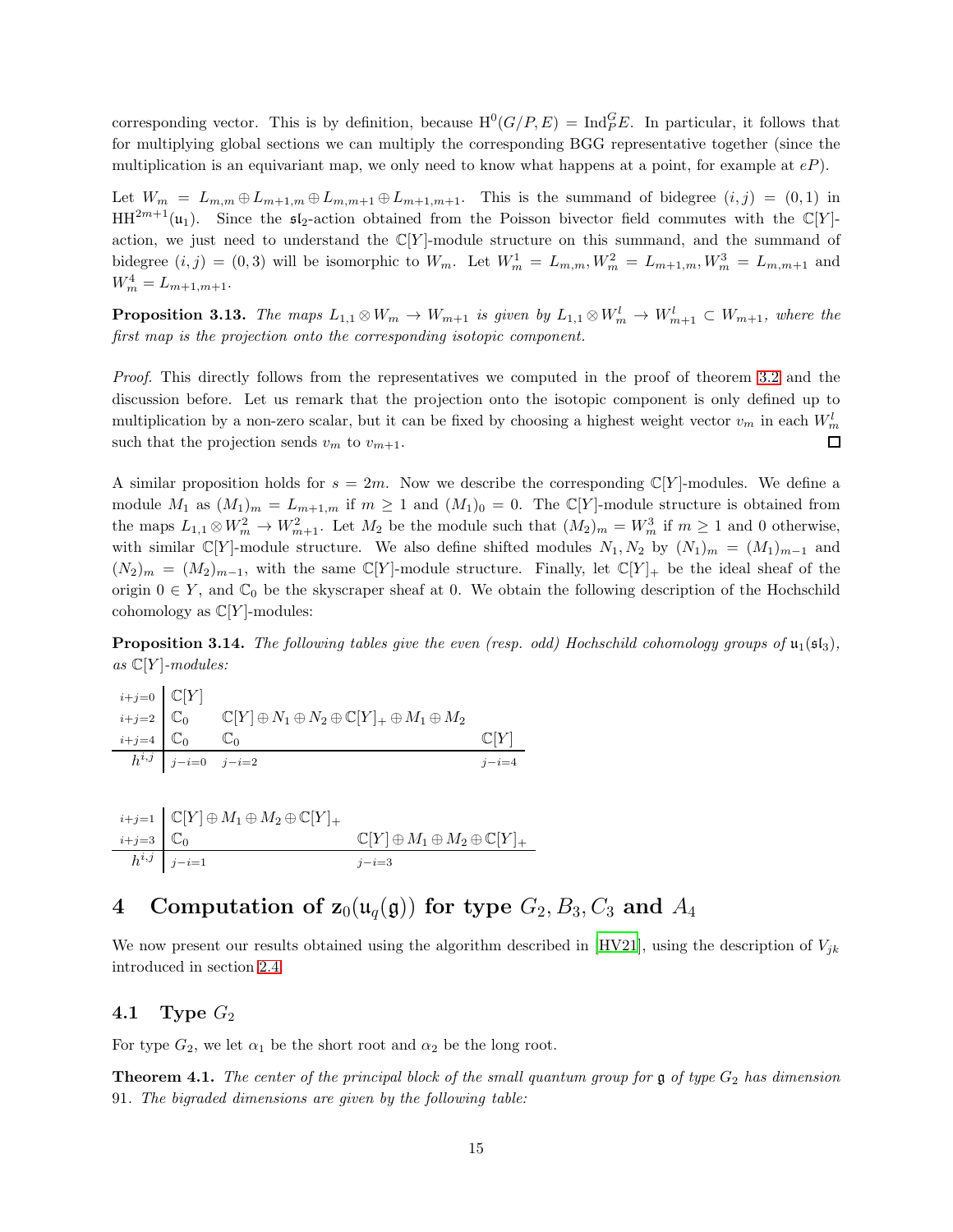corresponding vector. This is by definition, because $\mathrm{H}^0(G/P, E) = \mathrm{Ind}_P^G E$. In particular, it follows that for multiplying global sections we can multiply the corresponding BGG representative together (since the multiplication is an equivariant map, we only need to know what happens at a point, for example at $eP$).

Let $W_m = L_{m,m} \oplus L_{m+1,m} \oplus L_{m,m+1} \oplus L_{m+1,m+1}$. This is the summand of bidegree $(i,j) = (0,1)$ in $\mathrm{HH}^{2m+1}(\mathfrak{u}_1)$. Since the $\mathfrak{sl}_2$-action obtained from the Poisson bivector field commutes with the $\mathbb{C}[Y]$-action, we just need to understand the $\mathbb{C}[Y]$-module structure on this summand, and the summand of bidegree $(i,j) = (0,3)$ will be isomorphic to $W_m$. Let $W_m^1 = L_{m,m}, W_m^2 = L_{m+1,m}, W_m^3 = L_{m,m+1}$ and $W_m^4 = L_{m+1,m+1}$.

**Proposition 3.13.** *The maps $L_{1,1} \otimes W_m \to W_{m+1}$ is given by $L_{1,1} \otimes W_m^l \to W_{m+1}^l \subset W_{m+1}$, where the first map is the projection onto the corresponding isotopic component.*

*Proof.* This directly follows from the representatives we computed in the proof of theorem 3.2 and the discussion before. Let us remark that the projection onto the isotopic component is only defined up to multiplication by a non-zero scalar, but it can be fixed by choosing a highest weight vector $v_m$ in each $W_m^l$ such that the projection sends $v_m$ to $v_{m+1}$. ◻

A similar proposition holds for $s = 2m$. Now we describe the corresponding $\mathbb{C}[Y]$-modules. We define a module $M_1$ as $(M_1)_m = L_{m+1,m}$ if $m \geq 1$ and $(M_1)_0 = 0$. The $\mathbb{C}[Y]$-module structure is obtained from the maps $L_{1,1} \otimes W_m^2 \to W_{m+1}^2$. Let $M_2$ be the module such that $(M_2)_m = W_m^3$ if $m \geq 1$ and 0 otherwise, with similar $\mathbb{C}[Y]$-module structure. We also define shifted modules $N_1, N_2$ by $(N_1)_m = (M_1)_{m-1}$ and $(N_2)_m = (M_2)_{m-1}$, with the same $\mathbb{C}[Y]$-module structure. Finally, let $\mathbb{C}[Y]_+$ be the ideal sheaf of the origin $0 \in Y$, and $\mathbb{C}_0$ be the skyscraper sheaf at 0. We obtain the following description of the Hochschild cohomology as $\mathbb{C}[Y]$-modules:

**Proposition 3.14.** *The following tables give the even (resp. odd) Hochschild cohomology groups of $\mathfrak{u}_1(\mathfrak{sl}_3)$, as $\mathbb{C}[Y]$-modules:*

| | | | |
|---|---|---|---|
| $i+j=0$ | $\mathbb{C}[Y]$ | | |
| $i+j=2$ | $\mathbb{C}_0$ | $\mathbb{C}[Y] \oplus N_1 \oplus N_2 \oplus \mathbb{C}[Y]_+ \oplus M_1 \oplus M_2$ | |
| $i+j=4$ | $\mathbb{C}_0$ | $\mathbb{C}_0$ | $\mathbb{C}[Y]$ |
| $h^{i,j}$ | $j-i=0$ | $j-i=2$ | $j-i=4$ |

| | | |
|---|---|---|
| $i+j=1$ | $\mathbb{C}[Y] \oplus M_1 \oplus M_2 \oplus \mathbb{C}[Y]_+$ | |
| $i+j=3$ | $\mathbb{C}_0$ | $\mathbb{C}[Y] \oplus M_1 \oplus M_2 \oplus \mathbb{C}[Y]_+$ |
| $h^{i,j}$ | $j-i=1$ | $j-i=3$ |

# 4 Computation of $\mathfrak{z}_0(\mathfrak{u}_q(\mathfrak{g}))$ for type $G_2, B_3, C_3$ and $A_4$

We now present our results obtained using the algorithm described in [HV21], using the description of $V_{jk}$ introduced in section 2.4.

## 4.1 Type $G_2$

For type $G_2$, we let $\alpha_1$ be the short root and $\alpha_2$ be the long root.

**Theorem 4.1.** *The center of the principal block of the small quantum group for $\mathfrak{g}$ of type $G_2$ has dimension 91. The bigraded dimensions are given by the following table:*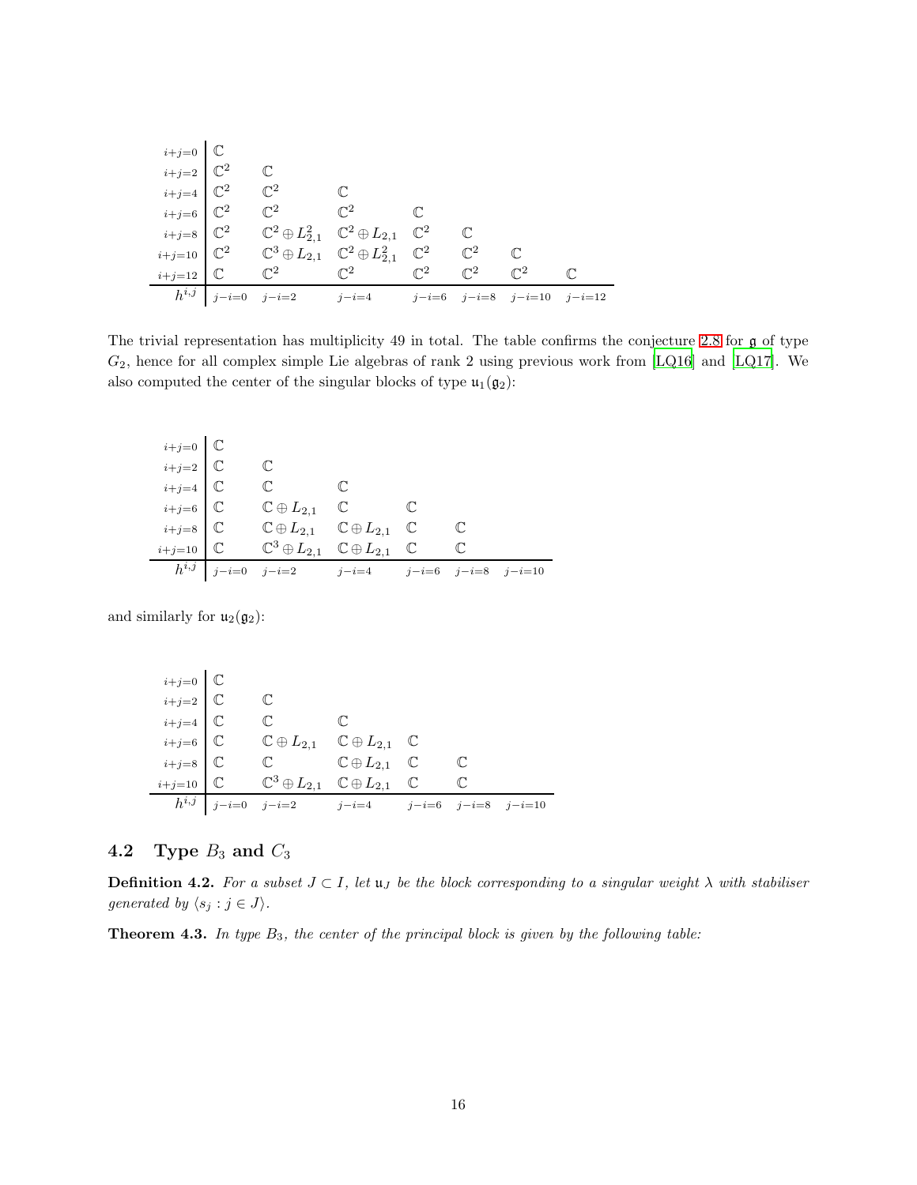| | | | | | | | |
|---|---|---|---|---|---|---|---|
| $i+j=0$ | $\mathbb{C}$ | | | | | | |
| $i+j=2$ | $\mathbb{C}^2$ | $\mathbb{C}$ | | | | | |
| $i+j=4$ | $\mathbb{C}^2$ | $\mathbb{C}^2$ | $\mathbb{C}$ | | | | |
| $i+j=6$ | $\mathbb{C}^2$ | $\mathbb{C}^2$ | $\mathbb{C}^2$ | $\mathbb{C}$ | | | |
| $i+j=8$ | $\mathbb{C}^2$ | $\mathbb{C}^2 \oplus L_{2,1}^2$ | $\mathbb{C}^2 \oplus L_{2,1}$ | $\mathbb{C}^2$ | $\mathbb{C}$ | | |
| $i+j=10$ | $\mathbb{C}^2$ | $\mathbb{C}^3 \oplus L_{2,1}$ | $\mathbb{C}^2 \oplus L_{2,1}^2$ | $\mathbb{C}^2$ | $\mathbb{C}^2$ | $\mathbb{C}$ | |
| $i+j=12$ | $\mathbb{C}$ | $\mathbb{C}^2$ | $\mathbb{C}^2$ | $\mathbb{C}^2$ | $\mathbb{C}^2$ | $\mathbb{C}^2$ | $\mathbb{C}$ |
| $h^{i,j}$ | $j-i=0$ | $j-i=2$ | $j-i=4$ | $j-i=6$ | $j-i=8$ | $j-i=10$ | $j-i=12$ |

The trivial representation has multiplicity 49 in total. The table confirms the conjecture 2.8 for $\mathfrak{g}$ of type $G_2$, hence for all complex simple Lie algebras of rank 2 using previous work from [LQ16] and [LQ17]. We also computed the center of the singular blocks of type $\mathfrak{u}_1(\mathfrak{g}_2)$:

| | | | | | | |
|---|---|---|---|---|---|---|
| $i+j=0$ | $\mathbb{C}$ | | | | | |
| $i+j=2$ | $\mathbb{C}$ | $\mathbb{C}$ | | | | |
| $i+j=4$ | $\mathbb{C}$ | $\mathbb{C}$ | $\mathbb{C}$ | | | |
| $i+j=6$ | $\mathbb{C}$ | $\mathbb{C} \oplus L_{2,1}$ | $\mathbb{C}$ | $\mathbb{C}$ | | |
| $i+j=8$ | $\mathbb{C}$ | $\mathbb{C} \oplus L_{2,1}$ | $\mathbb{C} \oplus L_{2,1}$ | $\mathbb{C}$ | $\mathbb{C}$ | |
| $i+j=10$ | $\mathbb{C}$ | $\mathbb{C}^3 \oplus L_{2,1}$ | $\mathbb{C} \oplus L_{2,1}$ | $\mathbb{C}$ | $\mathbb{C}$ | |
| $h^{i,j}$ | $j-i=0$ | $j-i=2$ | $j-i=4$ | $j-i=6$ | $j-i=8$ | $j-i=10$ |

and similarly for $\mathfrak{u}_2(\mathfrak{g}_2)$:

| | | | | | | |
|---|---|---|---|---|---|---|
| $i+j=0$ | $\mathbb{C}$ | | | | | |
| $i+j=2$ | $\mathbb{C}$ | $\mathbb{C}$ | | | | |
| $i+j=4$ | $\mathbb{C}$ | $\mathbb{C}$ | $\mathbb{C}$ | | | |
| $i+j=6$ | $\mathbb{C}$ | $\mathbb{C} \oplus L_{2,1}$ | $\mathbb{C} \oplus L_{2,1}$ | $\mathbb{C}$ | | |
| $i+j=8$ | $\mathbb{C}$ | $\mathbb{C}$ | $\mathbb{C} \oplus L_{2,1}$ | $\mathbb{C}$ | $\mathbb{C}$ | |
| $i+j=10$ | $\mathbb{C}$ | $\mathbb{C}^3 \oplus L_{2,1}$ | $\mathbb{C} \oplus L_{2,1}$ | $\mathbb{C}$ | $\mathbb{C}$ | |
| $h^{i,j}$ | $j-i=0$ | $j-i=2$ | $j-i=4$ | $j-i=6$ | $j-i=8$ | $j-i=10$ |

## 4.2 Type $B_3$ and $C_3$

**Definition 4.2.** *For a subset $J \subset I$, let $\mathfrak{u}_J$ be the block corresponding to a singular weight $\lambda$ with stabiliser generated by $\langle s_j : j \in J \rangle$.*

**Theorem 4.3.** *In type $B_3$, the center of the principal block is given by the following table:*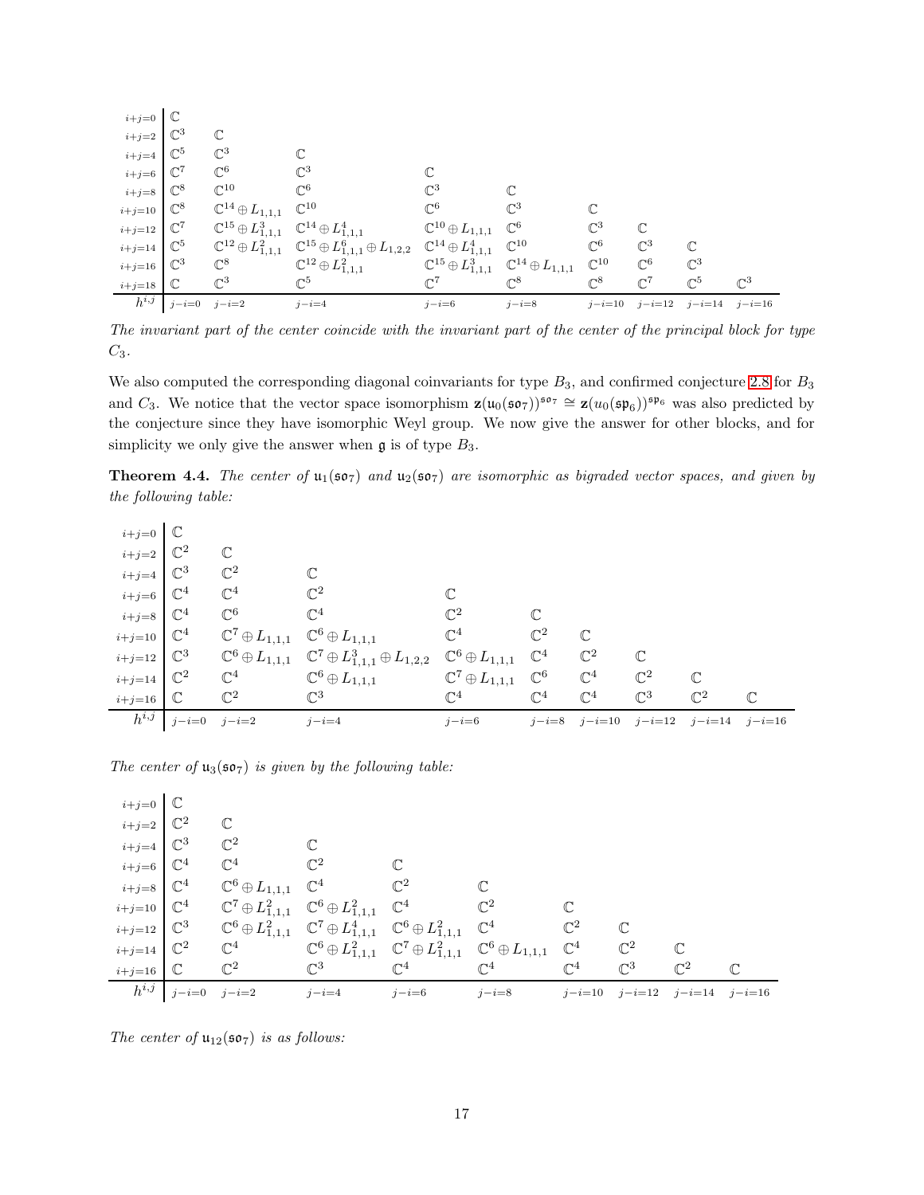| $h^{i,j}$ | $j-i=0$ | $j-i=2$ | $j-i=4$ | $j-i=6$ | $j-i=8$ | $j-i=10$ | $j-i=12$ | $j-i=14$ | $j-i=16$ |
|---|---|---|---|---|---|---|---|---|---|
| $i+j=0$ | $\mathbb{C}$ | | | | | | | | |
| $i+j=2$ | $\mathbb{C}^3$ | $\mathbb{C}$ | | | | | | | |
| $i+j=4$ | $\mathbb{C}^5$ | $\mathbb{C}^3$ | $\mathbb{C}$ | | | | | | |
| $i+j=6$ | $\mathbb{C}^7$ | $\mathbb{C}^6$ | $\mathbb{C}^3$ | $\mathbb{C}$ | | | | | |
| $i+j=8$ | $\mathbb{C}^8$ | $\mathbb{C}^{10}$ | $\mathbb{C}^6$ | $\mathbb{C}^3$ | $\mathbb{C}$ | | | | |
| $i+j=10$ | $\mathbb{C}^8$ | $\mathbb{C}^{14} \oplus L_{1,1,1}$ | $\mathbb{C}^{10}$ | $\mathbb{C}^6$ | $\mathbb{C}^3$ | $\mathbb{C}$ | | | |
| $i+j=12$ | $\mathbb{C}^7$ | $\mathbb{C}^{15} \oplus L_{1,1,1}^3$ | $\mathbb{C}^{14} \oplus L_{1,1,1}^4$ | $\mathbb{C}^{10} \oplus L_{1,1,1}$ | $\mathbb{C}^6$ | $\mathbb{C}^3$ | $\mathbb{C}$ | | |
| $i+j=14$ | $\mathbb{C}^5$ | $\mathbb{C}^{12} \oplus L_{1,1,1}^2$ | $\mathbb{C}^{15} \oplus L_{1,1,1}^6 \oplus L_{1,2,2}$ | $\mathbb{C}^{14} \oplus L_{1,1,1}^4$ | $\mathbb{C}^{10}$ | $\mathbb{C}^6$ | $\mathbb{C}^3$ | $\mathbb{C}$ | |
| $i+j=16$ | $\mathbb{C}^3$ | $\mathbb{C}^8$ | $\mathbb{C}^{12} \oplus L_{1,1,1}^2$ | $\mathbb{C}^{15} \oplus L_{1,1,1}^3$ | $\mathbb{C}^{14} \oplus L_{1,1,1}$ | $\mathbb{C}^{10}$ | $\mathbb{C}^6$ | $\mathbb{C}^3$ | |
| $i+j=18$ | $\mathbb{C}$ | $\mathbb{C}^3$ | $\mathbb{C}^5$ | $\mathbb{C}^7$ | $\mathbb{C}^8$ | $\mathbb{C}^8$ | $\mathbb{C}^7$ | $\mathbb{C}^5$ | $\mathbb{C}^3$ |

*The invariant part of the center coincide with the invariant part of the center of the principal block for type $C_3$.*

We also computed the corresponding diagonal coinvariants for type $B_3$, and confirmed conjecture 2.8 for $B_3$ and $C_3$. We notice that the vector space isomorphism $\mathbf{z}(\mathfrak{u}_0(\mathfrak{so}_7))^{\mathfrak{so}_7} \cong \mathbf{z}(u_0(\mathfrak{sp}_6))^{\mathfrak{sp}_6}$ was also predicted by the conjecture since they have isomorphic Weyl group. We now give the answer for other blocks, and for simplicity we only give the answer when $\mathfrak{g}$ is of type $B_3$.

**Theorem 4.4.** *The center of $\mathfrak{u}_1(\mathfrak{so}_7)$ and $\mathfrak{u}_2(\mathfrak{so}_7)$ are isomorphic as bigraded vector spaces, and given by the following table:*

| $h^{i,j}$ | $j-i=0$ | $j-i=2$ | $j-i=4$ | $j-i=6$ | $j-i=8$ | $j-i=10$ | $j-i=12$ | $j-i=14$ | $j-i=16$ |
|---|---|---|---|---|---|---|---|---|---|
| $i+j=0$ | $\mathbb{C}$ | | | | | | | | |
| $i+j=2$ | $\mathbb{C}^2$ | $\mathbb{C}$ | | | | | | | |
| $i+j=4$ | $\mathbb{C}^3$ | $\mathbb{C}^2$ | $\mathbb{C}$ | | | | | | |
| $i+j=6$ | $\mathbb{C}^4$ | $\mathbb{C}^4$ | $\mathbb{C}^2$ | $\mathbb{C}$ | | | | | |
| $i+j=8$ | $\mathbb{C}^4$ | $\mathbb{C}^6$ | $\mathbb{C}^4$ | $\mathbb{C}^2$ | $\mathbb{C}$ | | | | |
| $i+j=10$ | $\mathbb{C}^4$ | $\mathbb{C}^7 \oplus L_{1,1,1}$ | $\mathbb{C}^6 \oplus L_{1,1,1}$ | $\mathbb{C}^4$ | $\mathbb{C}^2$ | $\mathbb{C}$ | | | |
| $i+j=12$ | $\mathbb{C}^3$ | $\mathbb{C}^6 \oplus L_{1,1,1}$ | $\mathbb{C}^7 \oplus L_{1,1,1}^3 \oplus L_{1,2,2}$ | $\mathbb{C}^6 \oplus L_{1,1,1}$ | $\mathbb{C}^4$ | $\mathbb{C}^2$ | $\mathbb{C}$ | | |
| $i+j=14$ | $\mathbb{C}^2$ | $\mathbb{C}^4$ | $\mathbb{C}^6 \oplus L_{1,1,1}$ | $\mathbb{C}^7 \oplus L_{1,1,1}$ | $\mathbb{C}^6$ | $\mathbb{C}^4$ | $\mathbb{C}^2$ | $\mathbb{C}$ | |
| $i+j=16$ | $\mathbb{C}$ | $\mathbb{C}^2$ | $\mathbb{C}^3$ | $\mathbb{C}^4$ | $\mathbb{C}^4$ | $\mathbb{C}^4$ | $\mathbb{C}^3$ | $\mathbb{C}^2$ | $\mathbb{C}$ |

*The center of $\mathfrak{u}_3(\mathfrak{so}_7)$ is given by the following table:*

| $h^{i,j}$ | $j-i=0$ | $j-i=2$ | $j-i=4$ | $j-i=6$ | $j-i=8$ | $j-i=10$ | $j-i=12$ | $j-i=14$ | $j-i=16$ |
|---|---|---|---|---|---|---|---|---|---|
| $i+j=0$ | $\mathbb{C}$ | | | | | | | | |
| $i+j=2$ | $\mathbb{C}^2$ | $\mathbb{C}$ | | | | | | | |
| $i+j=4$ | $\mathbb{C}^3$ | $\mathbb{C}^2$ | $\mathbb{C}$ | | | | | | |
| $i+j=6$ | $\mathbb{C}^4$ | $\mathbb{C}^4$ | $\mathbb{C}^2$ | $\mathbb{C}$ | | | | | |
| $i+j=8$ | $\mathbb{C}^4$ | $\mathbb{C}^6 \oplus L_{1,1,1}$ | $\mathbb{C}^4$ | $\mathbb{C}^2$ | $\mathbb{C}$ | | | | |
| $i+j=10$ | $\mathbb{C}^4$ | $\mathbb{C}^7 \oplus L_{1,1,1}^2$ | $\mathbb{C}^6 \oplus L_{1,1,1}^2$ | $\mathbb{C}^4$ | $\mathbb{C}^2$ | $\mathbb{C}$ | | | |
| $i+j=12$ | $\mathbb{C}^3$ | $\mathbb{C}^6 \oplus L_{1,1,1}^2$ | $\mathbb{C}^7 \oplus L_{1,1,1}^4$ | $\mathbb{C}^6 \oplus L_{1,1,1}^2$ | $\mathbb{C}^4$ | $\mathbb{C}^2$ | $\mathbb{C}$ | | |
| $i+j=14$ | $\mathbb{C}^2$ | $\mathbb{C}^4$ | $\mathbb{C}^6 \oplus L_{1,1,1}^2$ | $\mathbb{C}^7 \oplus L_{1,1,1}^2$ | $\mathbb{C}^6 \oplus L_{1,1,1}$ | $\mathbb{C}^4$ | $\mathbb{C}^2$ | $\mathbb{C}$ | |
| $i+j=16$ | $\mathbb{C}$ | $\mathbb{C}^2$ | $\mathbb{C}^3$ | $\mathbb{C}^4$ | $\mathbb{C}^4$ | $\mathbb{C}^4$ | $\mathbb{C}^3$ | $\mathbb{C}^2$ | $\mathbb{C}$ |

*The center of $\mathfrak{u}_{12}(\mathfrak{so}_7)$ is as follows:*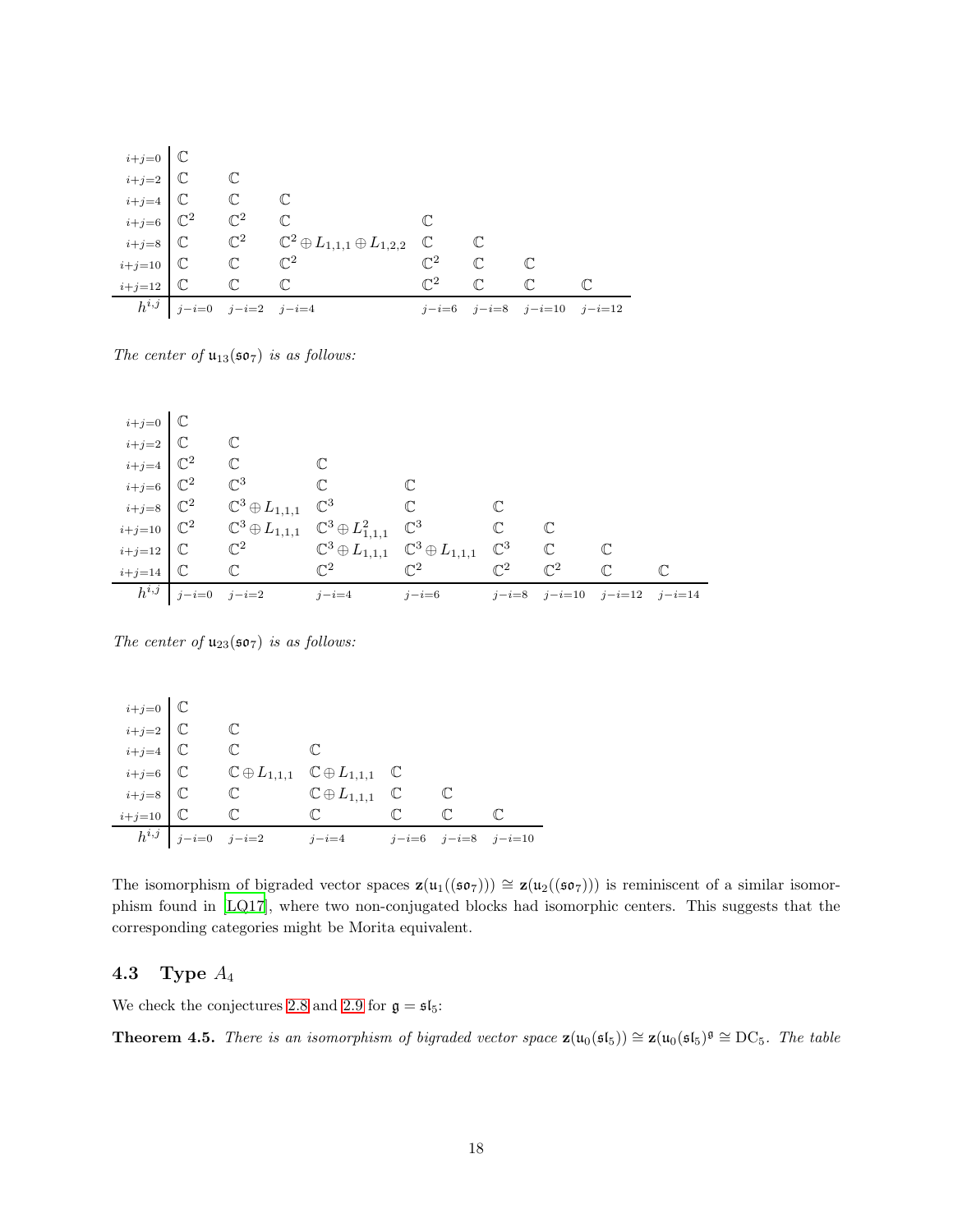| | | | | | | | |
|---|---|---|---|---|---|---|---|
| $i{+}j{=}0$ | $\mathbb{C}$ | | | | | | |
| $i{+}j{=}2$ | $\mathbb{C}$ | $\mathbb{C}$ | | | | | |
| $i{+}j{=}4$ | $\mathbb{C}$ | $\mathbb{C}$ | $\mathbb{C}$ | | | | |
| $i{+}j{=}6$ | $\mathbb{C}^2$ | $\mathbb{C}^2$ | $\mathbb{C}$ | $\mathbb{C}$ | | | |
| $i{+}j{=}8$ | $\mathbb{C}$ | $\mathbb{C}^2$ | $\mathbb{C}^2 \oplus L_{1,1,1} \oplus L_{1,2,2}$ | $\mathbb{C}$ | $\mathbb{C}$ | | |
| $i{+}j{=}10$ | $\mathbb{C}$ | $\mathbb{C}$ | $\mathbb{C}^2$ | $\mathbb{C}^2$ | $\mathbb{C}$ | $\mathbb{C}$ | |
| $i{+}j{=}12$ | $\mathbb{C}$ | $\mathbb{C}$ | $\mathbb{C}$ | $\mathbb{C}^2$ | $\mathbb{C}$ | $\mathbb{C}$ | $\mathbb{C}$ |
| $h^{i,j}$ | $j{-}i{=}0$ | $j{-}i{=}2$ | $j{-}i{=}4$ | $j{-}i{=}6$ | $j{-}i{=}8$ | $j{-}i{=}10$ | $j{-}i{=}12$ |

*The center of $\mathfrak{u}_{13}(\mathfrak{so}_7)$ is as follows:*

| | | | | | | | | |
|---|---|---|---|---|---|---|---|---|
| $i{+}j{=}0$ | $\mathbb{C}$ | | | | | | | |
| $i{+}j{=}2$ | $\mathbb{C}$ | $\mathbb{C}$ | | | | | | |
| $i{+}j{=}4$ | $\mathbb{C}^2$ | $\mathbb{C}$ | $\mathbb{C}$ | | | | | |
| $i{+}j{=}6$ | $\mathbb{C}^2$ | $\mathbb{C}^3$ | $\mathbb{C}$ | $\mathbb{C}$ | | | | |
| $i{+}j{=}8$ | $\mathbb{C}^2$ | $\mathbb{C}^3 \oplus L_{1,1,1}$ | $\mathbb{C}^3$ | $\mathbb{C}$ | $\mathbb{C}$ | | | |
| $i{+}j{=}10$ | $\mathbb{C}^2$ | $\mathbb{C}^3 \oplus L_{1,1,1}$ | $\mathbb{C}^3 \oplus L_{1,1,1}^2$ | $\mathbb{C}^3$ | $\mathbb{C}$ | $\mathbb{C}$ | | |
| $i{+}j{=}12$ | $\mathbb{C}$ | $\mathbb{C}^2$ | $\mathbb{C}^3 \oplus L_{1,1,1}$ | $\mathbb{C}^3 \oplus L_{1,1,1}$ | $\mathbb{C}^3$ | $\mathbb{C}$ | $\mathbb{C}$ | |
| $i{+}j{=}14$ | $\mathbb{C}$ | $\mathbb{C}$ | $\mathbb{C}^2$ | $\mathbb{C}^2$ | $\mathbb{C}^2$ | $\mathbb{C}^2$ | $\mathbb{C}$ | $\mathbb{C}$ |
| $h^{i,j}$ | $j{-}i{=}0$ | $j{-}i{=}2$ | $j{-}i{=}4$ | $j{-}i{=}6$ | $j{-}i{=}8$ | $j{-}i{=}10$ | $j{-}i{=}12$ | $j{-}i{=}14$ |

*The center of $\mathfrak{u}_{23}(\mathfrak{so}_7)$ is as follows:*

| | | | | | | |
|---|---|---|---|---|---|---|
| $i{+}j{=}0$ | $\mathbb{C}$ | | | | | |
| $i{+}j{=}2$ | $\mathbb{C}$ | $\mathbb{C}$ | | | | |
| $i{+}j{=}4$ | $\mathbb{C}$ | $\mathbb{C}$ | $\mathbb{C}$ | | | |
| $i{+}j{=}6$ | $\mathbb{C}$ | $\mathbb{C} \oplus L_{1,1,1}$ | $\mathbb{C} \oplus L_{1,1,1}$ | $\mathbb{C}$ | | |
| $i{+}j{=}8$ | $\mathbb{C}$ | $\mathbb{C}$ | $\mathbb{C} \oplus L_{1,1,1}$ | $\mathbb{C}$ | $\mathbb{C}$ | |
| $i{+}j{=}10$ | $\mathbb{C}$ | $\mathbb{C}$ | $\mathbb{C}$ | $\mathbb{C}$ | $\mathbb{C}$ | $\mathbb{C}$ |
| $h^{i,j}$ | $j{-}i{=}0$ | $j{-}i{=}2$ | $j{-}i{=}4$ | $j{-}i{=}6$ | $j{-}i{=}8$ | $j{-}i{=}10$ |

The isomorphism of bigraded vector spaces $\mathbf{z}(\mathfrak{u}_1((\mathfrak{so}_7))) \cong \mathbf{z}(\mathfrak{u}_2((\mathfrak{so}_7)))$ is reminiscent of a similar isomorphism found in [LQ17], where two non-conjugated blocks had isomorphic centers. This suggests that the corresponding categories might be Morita equivalent.

### 4.3 Type $A_4$

We check the conjectures 2.8 and 2.9 for $\mathfrak{g} = \mathfrak{sl}_5$:

**Theorem 4.5.** *There is an isomorphism of bigraded vector space $\mathbf{z}(\mathfrak{u}_0(\mathfrak{sl}_5)) \cong \mathbf{z}(\mathfrak{u}_0(\mathfrak{sl}_5)^{\mathfrak{g}} \cong \mathrm{DC}_5$. The table*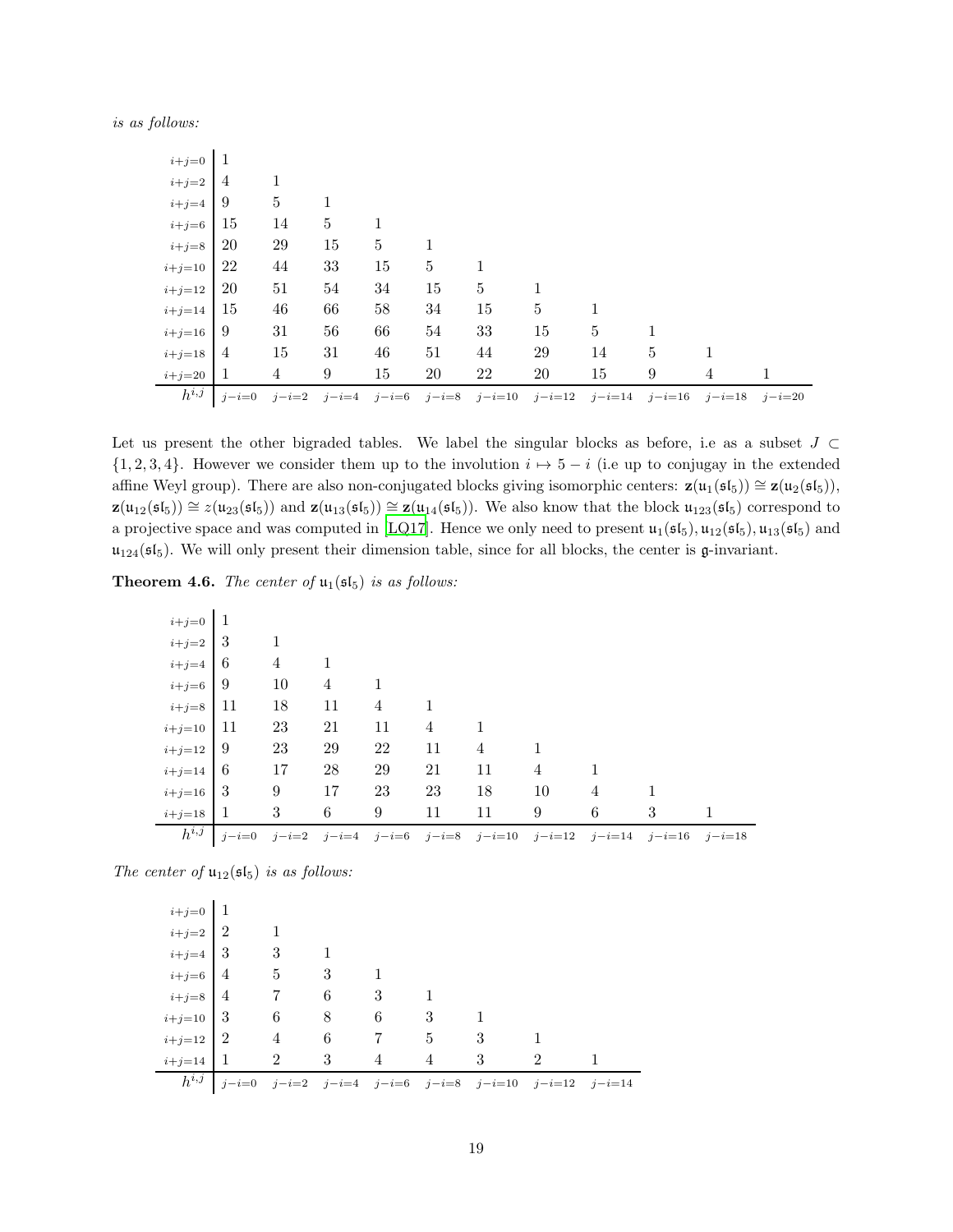*is as follows:*

| | | | | | | | | | | | |
|---|---|---|---|---|---|---|---|---|---|---|---|
| $i+j=0$ | 1 | | | | | | | | | | |
| $i+j=2$ | 4 | 1 | | | | | | | | | |
| $i+j=4$ | 9 | 5 | 1 | | | | | | | | |
| $i+j=6$ | 15 | 14 | 5 | 1 | | | | | | | |
| $i+j=8$ | 20 | 29 | 15 | 5 | 1 | | | | | | |
| $i+j=10$ | 22 | 44 | 33 | 15 | 5 | 1 | | | | | |
| $i+j=12$ | 20 | 51 | 54 | 34 | 15 | 5 | 1 | | | | |
| $i+j=14$ | 15 | 46 | 66 | 58 | 34 | 15 | 5 | 1 | | | |
| $i+j=16$ | 9 | 31 | 56 | 66 | 54 | 33 | 15 | 5 | 1 | | |
| $i+j=18$ | 4 | 15 | 31 | 46 | 51 | 44 | 29 | 14 | 5 | 1 | |
| $i+j=20$ | 1 | 4 | 9 | 15 | 20 | 22 | 20 | 15 | 9 | 4 | 1 |
| $h^{i,j}$ | $j-i=0$ | $j-i=2$ | $j-i=4$ | $j-i=6$ | $j-i=8$ | $j-i=10$ | $j-i=12$ | $j-i=14$ | $j-i=16$ | $j-i=18$ | $j-i=20$ |

Let us present the other bigraded tables. We label the singular blocks as before, i.e as a subset $J \subset \{1,2,3,4\}$. However we consider them up to the involution $i \mapsto 5-i$ (i.e up to conjugay in the extended affine Weyl group). There are also non-conjugated blocks giving isomorphic centers: $\mathbf{z}(\mathfrak{u}_1(\mathfrak{sl}_5)) \cong \mathbf{z}(\mathfrak{u}_2(\mathfrak{sl}_5))$, $\mathbf{z}(\mathfrak{u}_{12}(\mathfrak{sl}_5)) \cong z(\mathfrak{u}_{23}(\mathfrak{sl}_5))$ and $\mathbf{z}(\mathfrak{u}_{13}(\mathfrak{sl}_5)) \cong \mathbf{z}(\mathfrak{u}_{14}(\mathfrak{sl}_5))$. We also know that the block $\mathfrak{u}_{123}(\mathfrak{sl}_5)$ correspond to a projective space and was computed in [LQ17]. Hence we only need to present $\mathfrak{u}_1(\mathfrak{sl}_5), \mathfrak{u}_{12}(\mathfrak{sl}_5), \mathfrak{u}_{13}(\mathfrak{sl}_5)$ and $\mathfrak{u}_{124}(\mathfrak{sl}_5)$. We will only present their dimension table, since for all blocks, the center is $\mathfrak{g}$-invariant.

**Theorem 4.6.** *The center of $\mathfrak{u}_1(\mathfrak{sl}_5)$ is as follows:*

| | | | | | | | | | | |
|---|---|---|---|---|---|---|---|---|---|---|
| $i+j=0$ | 1 | | | | | | | | | |
| $i+j=2$ | 3 | 1 | | | | | | | | |
| $i+j=4$ | 6 | 4 | 1 | | | | | | | |
| $i+j=6$ | 9 | 10 | 4 | 1 | | | | | | |
| $i+j=8$ | 11 | 18 | 11 | 4 | 1 | | | | | |
| $i+j=10$ | 11 | 23 | 21 | 11 | 4 | 1 | | | | |
| $i+j=12$ | 9 | 23 | 29 | 22 | 11 | 4 | 1 | | | |
| $i+j=14$ | 6 | 17 | 28 | 29 | 21 | 11 | 4 | 1 | | |
| $i+j=16$ | 3 | 9 | 17 | 23 | 23 | 18 | 10 | 4 | 1 | |
| $i+j=18$ | 1 | 3 | 6 | 9 | 11 | 11 | 9 | 6 | 3 | 1 |
| $h^{i,j}$ | $j-i=0$ | $j-i=2$ | $j-i=4$ | $j-i=6$ | $j-i=8$ | $j-i=10$ | $j-i=12$ | $j-i=14$ | $j-i=16$ | $j-i=18$ |

*The center of $\mathfrak{u}_{12}(\mathfrak{sl}_5)$ is as follows:*

| | | | | | | | | |
|---|---|---|---|---|---|---|---|---|
| $i+j=0$ | 1 | | | | | | | |
| $i+j=2$ | 2 | 1 | | | | | | |
| $i+j=4$ | 3 | 3 | 1 | | | | | |
| $i+j=6$ | 4 | 5 | 3 | 1 | | | | |
| $i+j=8$ | 4 | 7 | 6 | 3 | 1 | | | |
| $i+j=10$ | 3 | 6 | 8 | 6 | 3 | 1 | | |
| $i+j=12$ | 2 | 4 | 6 | 7 | 5 | 3 | 1 | |
| $i+j=14$ | 1 | 2 | 3 | 4 | 4 | 3 | 2 | 1 |
| $h^{i,j}$ | $j-i=0$ | $j-i=2$ | $j-i=4$ | $j-i=6$ | $j-i=8$ | $j-i=10$ | $j-i=12$ | $j-i=14$ |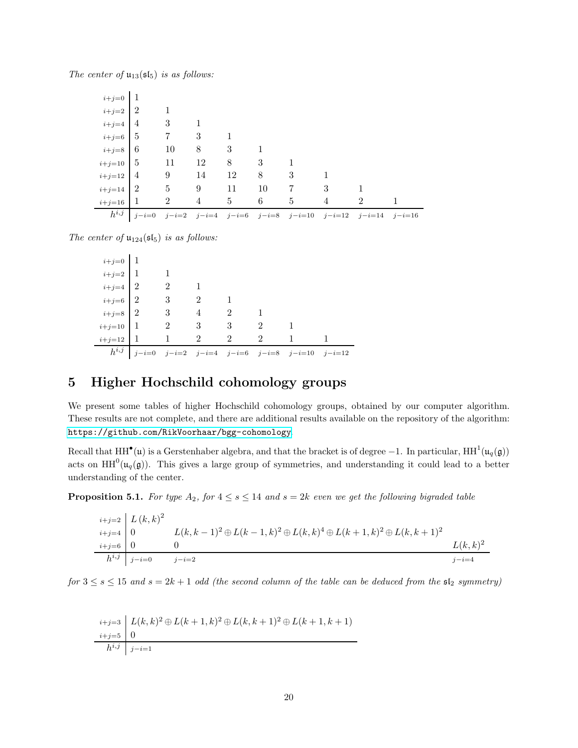*The center of $\mathfrak{u}_{13}(\mathfrak{sl}_5)$ is as follows:*

| | | | | | | | | | |
|---|---|---|---|---|---|---|---|---|---|
| $i+j=0$ | 1 | | | | | | | | |
| $i+j=2$ | 2 | 1 | | | | | | | |
| $i+j=4$ | 4 | 3 | 1 | | | | | | |
| $i+j=6$ | 5 | 7 | 3 | 1 | | | | | |
| $i+j=8$ | 6 | 10 | 8 | 3 | 1 | | | | |
| $i+j=10$ | 5 | 11 | 12 | 8 | 3 | 1 | | | |
| $i+j=12$ | 4 | 9 | 14 | 12 | 8 | 3 | 1 | | |
| $i+j=14$ | 2 | 5 | 9 | 11 | 10 | 7 | 3 | 1 | |
| $i+j=16$ | 1 | 2 | 4 | 5 | 6 | 5 | 4 | 2 | 1 |
| $h^{i,j}$ | $j-i=0$ | $j-i=2$ | $j-i=4$ | $j-i=6$ | $j-i=8$ | $j-i=10$ | $j-i=12$ | $j-i=14$ | $j-i=16$ |

*The center of $\mathfrak{u}_{124}(\mathfrak{sl}_5)$ is as follows:*

| | | | | | | | |
|---|---|---|---|---|---|---|---|
| $i+j=0$ | 1 | | | | | | |
| $i+j=2$ | 1 | 1 | | | | | |
| $i+j=4$ | 2 | 2 | 1 | | | | |
| $i+j=6$ | 2 | 3 | 2 | 1 | | | |
| $i+j=8$ | 2 | 3 | 4 | 2 | 1 | | |
| $i+j=10$ | 1 | 2 | 3 | 3 | 2 | 1 | |
| $i+j=12$ | 1 | 1 | 2 | 2 | 2 | 1 | 1 |
| $h^{i,j}$ | $j-i=0$ | $j-i=2$ | $j-i=4$ | $j-i=6$ | $j-i=8$ | $j-i=10$ | $j-i=12$ |

## 5 Higher Hochschild cohomology groups

We present some tables of higher Hochschild cohomology groups, obtained by our computer algorithm. These results are not complete, and there are additional results available on the repository of the algorithm: https://github.com/RikVoorhaar/bgg-cohomology.

Recall that $\mathrm{HH}^\bullet(\mathfrak{u})$ is a Gerstenhaber algebra, and that the bracket is of degree $-1$. In particular, $\mathrm{HH}^1(\mathfrak{u}_q(\mathfrak{g}))$ acts on $\mathrm{HH}^0(\mathfrak{u}_q(\mathfrak{g}))$. This gives a large group of symmetries, and understanding it could lead to a better understanding of the center.

**Proposition 5.1.** *For type $A_2$, for $4 \le s \le 14$ and $s = 2k$ even we get the following bigraded table*

| | | | |
|---|---|---|---|
| $i+j=2$ | $L(k,k)^2$ | | |
| $i+j=4$ | 0 | $L(k,k-1)^2 \oplus L(k-1,k)^2 \oplus L(k,k)^4 \oplus L(k+1,k)^2 \oplus L(k,k+1)^2$ | |
| $i+j=6$ | 0 | 0 | $L(k,k)^2$ |
| $h^{i,j}$ | $j-i=0$ | $j-i=2$ | $j-i=4$ |

*for $3 \le s \le 15$ and $s = 2k+1$ odd (the second column of the table can be deduced from the $\mathfrak{sl}_2$ symmetry)*

| | |
|---|---|
| $i+j=3$ | $L(k,k)^2 \oplus L(k+1,k)^2 \oplus L(k,k+1)^2 \oplus L(k+1,k+1)$ |
| $i+j=5$ | 0 |
| $h^{i,j}$ | $j-i=1$ |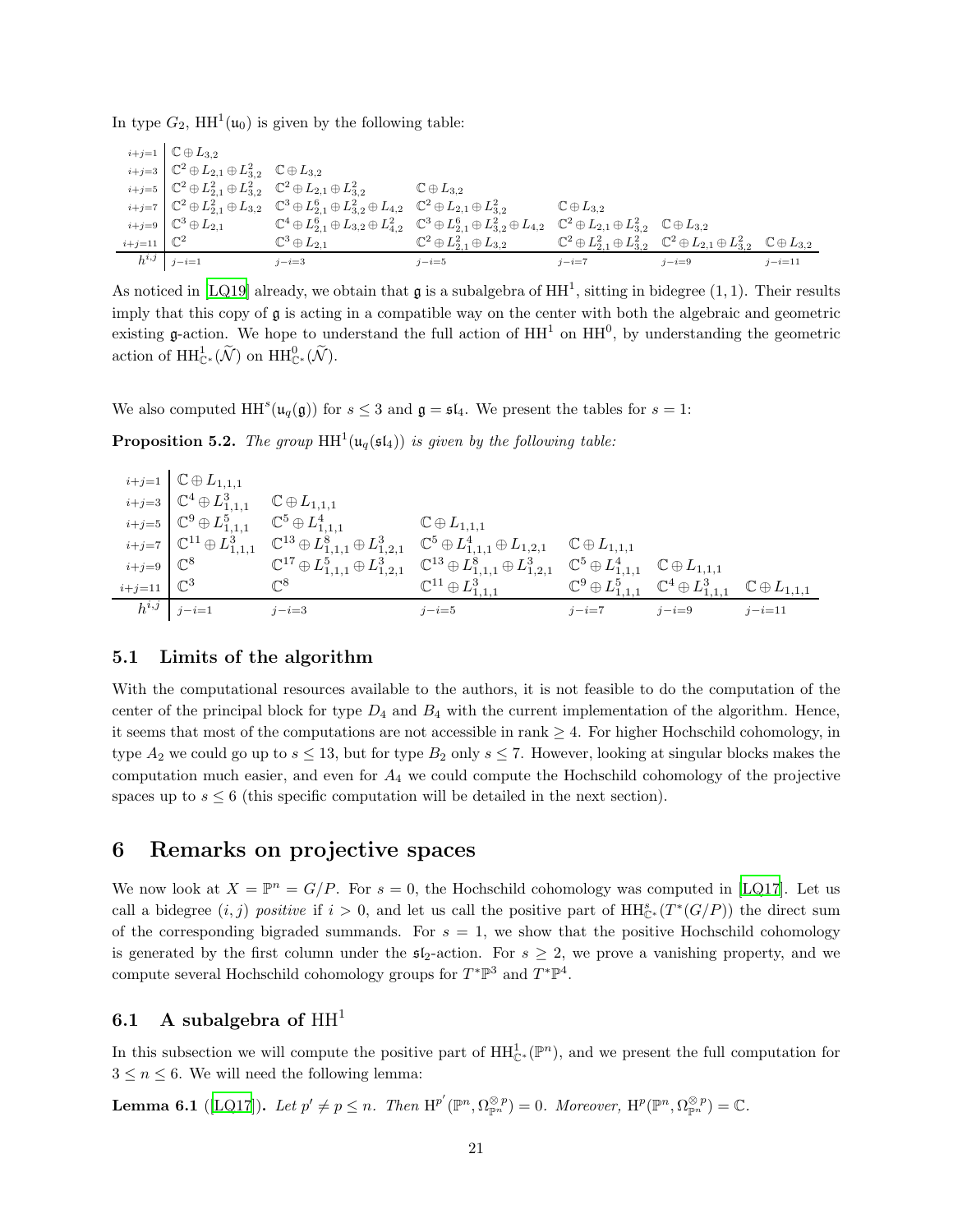In type $G_2$, $\mathrm{HH}^1(\mathfrak{u}_0)$ is given by the following table:

| | | | | | | |
|---|---|---|---|---|---|---|
| $i+j=1$ | $\mathbb{C}\oplus L_{3,2}$ | | | | | |
| $i+j=3$ | $\mathbb{C}^2\oplus L_{2,1}\oplus L_{3,2}^2$ | $\mathbb{C}\oplus L_{3,2}$ | | | | |
| $i+j=5$ | $\mathbb{C}^2\oplus L_{2,1}^2\oplus L_{3,2}^2$ | $\mathbb{C}^2\oplus L_{2,1}\oplus L_{3,2}^2$ | $\mathbb{C}\oplus L_{3,2}$ | | | |
| $i+j=7$ | $\mathbb{C}^2\oplus L_{2,1}^2\oplus L_{3,2}$ | $\mathbb{C}^3\oplus L_{2,1}^6\oplus L_{3,2}^2\oplus L_{4,2}$ | $\mathbb{C}^2\oplus L_{2,1}\oplus L_{3,2}^2$ | $\mathbb{C}\oplus L_{3,2}$ | | |
| $i+j=9$ | $\mathbb{C}^3\oplus L_{2,1}$ | $\mathbb{C}^4\oplus L_{2,1}^6\oplus L_{3,2}\oplus L_{4,2}^2$ | $\mathbb{C}^3\oplus L_{2,1}^6\oplus L_{3,2}^2\oplus L_{4,2}$ | $\mathbb{C}^2\oplus L_{2,1}\oplus L_{3,2}^2$ | $\mathbb{C}\oplus L_{3,2}$ | |
| $i+j=11$ | $\mathbb{C}^2$ | $\mathbb{C}^3\oplus L_{2,1}$ | $\mathbb{C}^2\oplus L_{2,1}^2\oplus L_{3,2}$ | $\mathbb{C}^2\oplus L_{2,1}^2\oplus L_{3,2}^2$ | $\mathbb{C}^2\oplus L_{2,1}\oplus L_{3,2}^2$ | $\mathbb{C}\oplus L_{3,2}$ |
| $h^{i,j}$ | $j-i=1$ | $j-i=3$ | $j-i=5$ | $j-i=7$ | $j-i=9$ | $j-i=11$ |

As noticed in [LQ19] already, we obtain that $\mathfrak{g}$ is a subalgebra of $\mathrm{HH}^1$, sitting in bidegree $(1,1)$. Their results imply that this copy of $\mathfrak{g}$ is acting in a compatible way on the center with both the algebraic and geometric existing $\mathfrak{g}$-action. We hope to understand the full action of $\mathrm{HH}^1$ on $\mathrm{HH}^0$, by understanding the geometric action of $\mathrm{HH}^1_{\mathbb{C}^*}(\widetilde{\mathcal{N}})$ on $\mathrm{HH}^0_{\mathbb{C}^*}(\widetilde{\mathcal{N}})$.

We also computed $\mathrm{HH}^s(\mathfrak{u}_q(\mathfrak{g}))$ for $s\leq 3$ and $\mathfrak{g}=\mathfrak{sl}_4$. We present the tables for $s=1$:

**Proposition 5.2.** *The group $\mathrm{HH}^1(\mathfrak{u}_q(\mathfrak{sl}_4))$ is given by the following table:*

| | | | | | | |
|---|---|---|---|---|---|---|
| $i+j=1$ | $\mathbb{C}\oplus L_{1,1,1}$ | | | | | |
| $i+j=3$ | $\mathbb{C}^4\oplus L_{1,1,1}^3$ | $\mathbb{C}\oplus L_{1,1,1}$ | | | | |
| $i+j=5$ | $\mathbb{C}^9\oplus L_{1,1,1}^5$ | $\mathbb{C}^5\oplus L_{1,1,1}^4$ | $\mathbb{C}\oplus L_{1,1,1}$ | | | |
| $i+j=7$ | $\mathbb{C}^{11}\oplus L_{1,1,1}^3$ | $\mathbb{C}^{13}\oplus L_{1,1,1}^8\oplus L_{1,2,1}^3$ | $\mathbb{C}^5\oplus L_{1,1,1}^4\oplus L_{1,2,1}$ | $\mathbb{C}\oplus L_{1,1,1}$ | | |
| $i+j=9$ | $\mathbb{C}^8$ | $\mathbb{C}^{17}\oplus L_{1,1,1}^5\oplus L_{1,2,1}^3$ | $\mathbb{C}^{13}\oplus L_{1,1,1}^8\oplus L_{1,2,1}^3$ | $\mathbb{C}^5\oplus L_{1,1,1}^4$ | $\mathbb{C}\oplus L_{1,1,1}$ | |
| $i+j=11$ | $\mathbb{C}^3$ | $\mathbb{C}^8$ | $\mathbb{C}^{11}\oplus L_{1,1,1}^3$ | $\mathbb{C}^9\oplus L_{1,1,1}^5$ | $\mathbb{C}^4\oplus L_{1,1,1}^3$ | $\mathbb{C}\oplus L_{1,1,1}$ |
| $h^{i,j}$ | $j-i=1$ | $j-i=3$ | $j-i=5$ | $j-i=7$ | $j-i=9$ | $j-i=11$ |

### 5.1 Limits of the algorithm

With the computational resources available to the authors, it is not feasible to do the computation of the center of the principal block for type $D_4$ and $B_4$ with the current implementation of the algorithm. Hence, it seems that most of the computations are not accessible in rank $\geq 4$. For higher Hochschild cohomology, in type $A_2$ we could go up to $s\leq 13$, but for type $B_2$ only $s\leq 7$. However, looking at singular blocks makes the computation much easier, and even for $A_4$ we could compute the Hochschild cohomology of the projective spaces up to $s\leq 6$ (this specific computation will be detailed in the next section).

## 6 Remarks on projective spaces

We now look at $X=\mathbb{P}^n=G/P$. For $s=0$, the Hochschild cohomology was computed in [LQ17]. Let us call a bidegree $(i,j)$ *positive* if $i>0$, and let us call the positive part of $\mathrm{HH}^s_{\mathbb{C}^*}(T^*(G/P))$ the direct sum of the corresponding bigraded summands. For $s=1$, we show that the positive Hochschild cohomology is generated by the first column under the $\mathfrak{sl}_2$-action. For $s\geq 2$, we prove a vanishing property, and we compute several Hochschild cohomology groups for $T^*\mathbb{P}^3$ and $T^*\mathbb{P}^4$.

### 6.1 A subalgebra of $\mathrm{HH}^1$

In this subsection we will compute the positive part of $\mathrm{HH}^1_{\mathbb{C}^*}(\mathbb{P}^n)$, and we present the full computation for $3\leq n\leq 6$. We will need the following lemma:

**Lemma 6.1** ([LQ17]). *Let $p'\neq p\leq n$. Then $\mathrm{H}^{p'}(\mathbb{P}^n,\Omega_{\mathbb{P}^n}^{\otimes p})=0$. Moreover, $\mathrm{H}^p(\mathbb{P}^n,\Omega_{\mathbb{P}^n}^{\otimes p})=\mathbb{C}$.*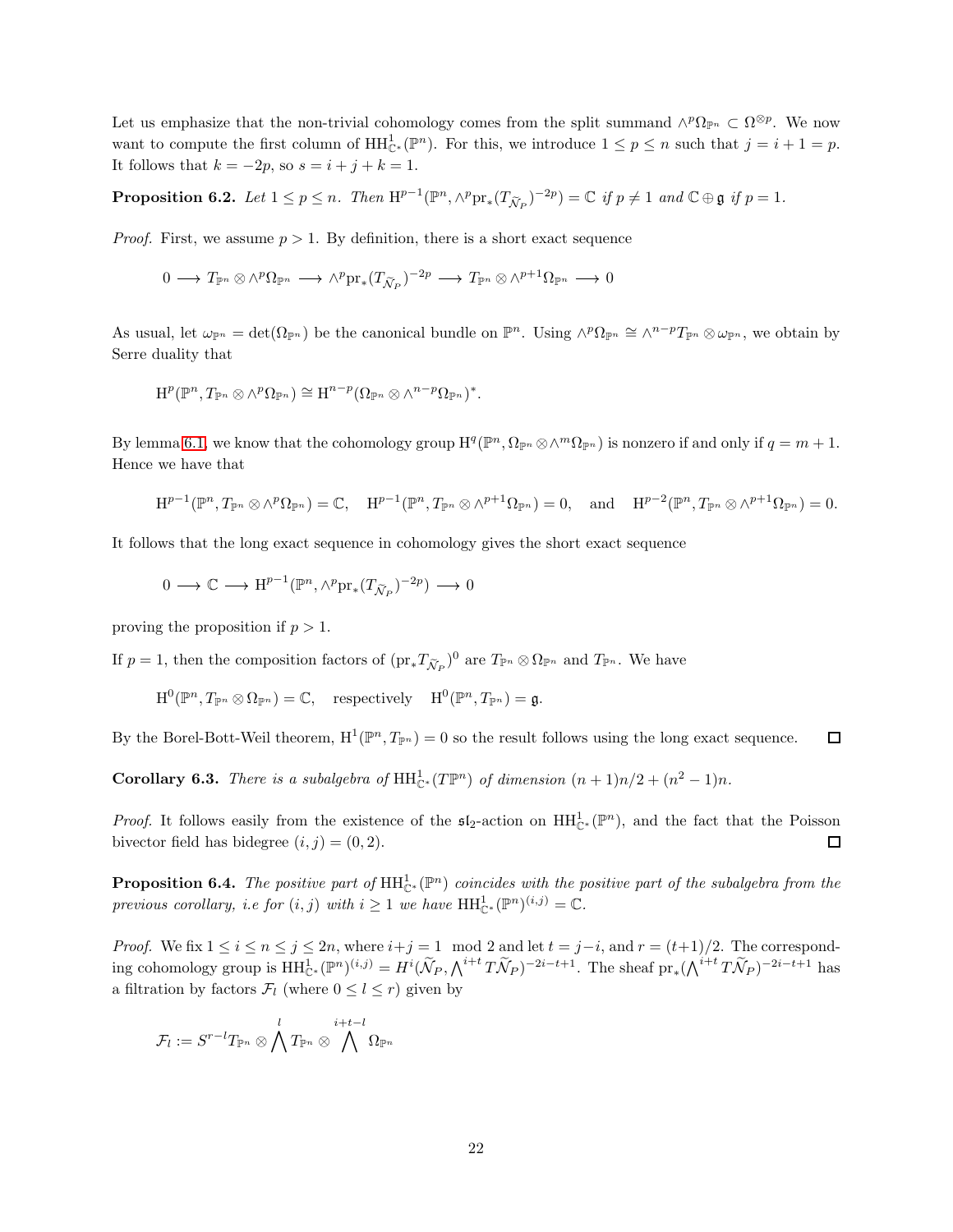Let us emphasize that the non-trivial cohomology comes from the split summand $\wedge^p \Omega_{\mathbb{P}^n} \subset \Omega^{\otimes p}$. We now want to compute the first column of $\mathrm{HH}^1_{\mathbb{C}^*}(\mathbb{P}^n)$. For this, we introduce $1 \le p \le n$ such that $j = i+1 = p$. It follows that $k = -2p$, so $s = i+j+k = 1$.

**Proposition 6.2.** *Let $1 \le p \le n$. Then $\mathrm{H}^{p-1}(\mathbb{P}^n, \wedge^p \mathrm{pr}_*(T_{\widetilde{\mathcal{N}}_P})^{-2p}) = \mathbb{C}$ if $p \neq 1$ and $\mathbb{C} \oplus \mathfrak{g}$ if $p = 1$.*

*Proof.* First, we assume $p > 1$. By definition, there is a short exact sequence

$$0 \longrightarrow T_{\mathbb{P}^n} \otimes \wedge^p \Omega_{\mathbb{P}^n} \longrightarrow \wedge^p \mathrm{pr}_*(T_{\widetilde{\mathcal{N}}_P})^{-2p} \longrightarrow T_{\mathbb{P}^n} \otimes \wedge^{p+1} \Omega_{\mathbb{P}^n} \longrightarrow 0$$

As usual, let $\omega_{\mathbb{P}^n} = \det(\Omega_{\mathbb{P}^n})$ be the canonical bundle on $\mathbb{P}^n$. Using $\wedge^p \Omega_{\mathbb{P}^n} \cong \wedge^{n-p} T_{\mathbb{P}^n} \otimes \omega_{\mathbb{P}^n}$, we obtain by Serre duality that

$$\mathrm{H}^p(\mathbb{P}^n, T_{\mathbb{P}^n} \otimes \wedge^p \Omega_{\mathbb{P}^n}) \cong \mathrm{H}^{n-p}(\Omega_{\mathbb{P}^n} \otimes \wedge^{n-p} \Omega_{\mathbb{P}^n})^*.$$

By lemma 6.1, we know that the cohomology group $\mathrm{H}^q(\mathbb{P}^n, \Omega_{\mathbb{P}^n} \otimes \wedge^m \Omega_{\mathbb{P}^n})$ is nonzero if and only if $q = m+1$. Hence we have that

$$\mathrm{H}^{p-1}(\mathbb{P}^n, T_{\mathbb{P}^n} \otimes \wedge^p \Omega_{\mathbb{P}^n}) = \mathbb{C}, \quad \mathrm{H}^{p-1}(\mathbb{P}^n, T_{\mathbb{P}^n} \otimes \wedge^{p+1} \Omega_{\mathbb{P}^n}) = 0, \quad \text{and} \quad \mathrm{H}^{p-2}(\mathbb{P}^n, T_{\mathbb{P}^n} \otimes \wedge^{p+1} \Omega_{\mathbb{P}^n}) = 0.$$

It follows that the long exact sequence in cohomology gives the short exact sequence

$$0 \longrightarrow \mathbb{C} \longrightarrow \mathrm{H}^{p-1}(\mathbb{P}^n, \wedge^p \mathrm{pr}_*(T_{\widetilde{\mathcal{N}}_P})^{-2p}) \longrightarrow 0$$

proving the proposition if $p > 1$.

If $p = 1$, then the composition factors of $(\mathrm{pr}_* T_{\widetilde{\mathcal{N}}_P})^0$ are $T_{\mathbb{P}^n} \otimes \Omega_{\mathbb{P}^n}$ and $T_{\mathbb{P}^n}$. We have

$$\mathrm{H}^0(\mathbb{P}^n, T_{\mathbb{P}^n} \otimes \Omega_{\mathbb{P}^n}) = \mathbb{C}, \quad \text{respectively} \quad \mathrm{H}^0(\mathbb{P}^n, T_{\mathbb{P}^n}) = \mathfrak{g}.$$

By the Borel-Bott-Weil theorem, $\mathrm{H}^1(\mathbb{P}^n, T_{\mathbb{P}^n}) = 0$ so the result follows using the long exact sequence. □

**Corollary 6.3.** *There is a subalgebra of $\mathrm{HH}^1_{\mathbb{C}^*}(T\mathbb{P}^n)$ of dimension $(n+1)n/2 + (n^2-1)n$.*

*Proof.* It follows easily from the existence of the $\mathfrak{sl}_2$-action on $\mathrm{HH}^1_{\mathbb{C}^*}(\mathbb{P}^n)$, and the fact that the Poisson bivector field has bidegree $(i,j) = (0,2)$. □

**Proposition 6.4.** *The positive part of $\mathrm{HH}^1_{\mathbb{C}^*}(\mathbb{P}^n)$ coincides with the positive part of the subalgebra from the previous corollary, i.e for $(i,j)$ with $i \ge 1$ we have $\mathrm{HH}^1_{\mathbb{C}^*}(\mathbb{P}^n)^{(i,j)} = \mathbb{C}$.*

*Proof.* We fix $1 \le i \le n \le j \le 2n$, where $i+j = 1 \mod 2$ and let $t = j-i$, and $r = (t+1)/2$. The corresponding cohomology group is $\mathrm{HH}^1_{\mathbb{C}^*}(\mathbb{P}^n)^{(i,j)} = H^i(\widetilde{\mathcal{N}}_P, \bigwedge^{i+t} T\widetilde{\mathcal{N}}_P)^{-2i-t+1}$. The sheaf $\mathrm{pr}_*(\bigwedge^{i+t} T\widetilde{\mathcal{N}}_P)^{-2i-t+1}$ has a filtration by factors $\mathcal{F}_l$ (where $0 \le l \le r$) given by

$$\mathcal{F}_l := S^{r-l} T_{\mathbb{P}^n} \otimes \bigwedge^l T_{\mathbb{P}^n} \otimes \bigwedge^{i+t-l} \Omega_{\mathbb{P}^n}$$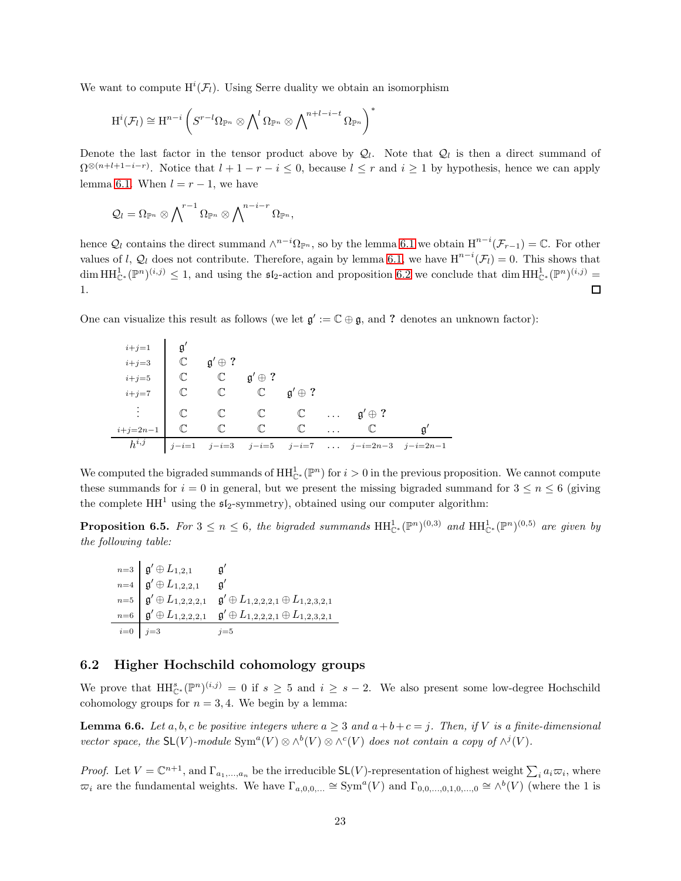We want to compute $\mathrm{H}^i(\mathcal{F}_l)$. Using Serre duality we obtain an isomorphism

$$\mathrm{H}^i(\mathcal{F}_l) \cong \mathrm{H}^{n-i}\left(S^{r-l}\Omega_{\mathbb{P}^n} \otimes \bigwedge^l \Omega_{\mathbb{P}^n} \otimes \bigwedge^{n+l-i-t} \Omega_{\mathbb{P}^n}\right)^*$$

Denote the last factor in the tensor product above by $\mathcal{Q}_l$. Note that $\mathcal{Q}_l$ is then a direct summand of $\Omega^{\otimes(n+l+1-i-r)}$. Notice that $l+1-r-i \leq 0$, because $l \leq r$ and $i \geq 1$ by hypothesis, hence we can apply lemma 6.1. When $l = r-1$, we have

$$\mathcal{Q}_l = \Omega_{\mathbb{P}^n} \otimes \bigwedge^{r-1} \Omega_{\mathbb{P}^n} \otimes \bigwedge^{n-i-r} \Omega_{\mathbb{P}^n},$$

hence $\mathcal{Q}_l$ contains the direct summand $\wedge^{n-i}\Omega_{\mathbb{P}^n}$, so by the lemma 6.1 we obtain $\mathrm{H}^{n-i}(\mathcal{F}_{r-1}) = \mathbb{C}$. For other values of $l$, $\mathcal{Q}_l$ does not contribute. Therefore, again by lemma 6.1, we have $\mathrm{H}^{n-i}(\mathcal{F}_l) = 0$. This shows that $\dim \mathrm{HH}^1_{\mathbb{C}^*}(\mathbb{P}^n)^{(i,j)} \leq 1$, and using the $\mathfrak{sl}_2$-action and proposition 6.2 we conclude that $\dim \mathrm{HH}^1_{\mathbb{C}^*}(\mathbb{P}^n)^{(i,j)} = 1$. □

One can visualize this result as follows (we let $\mathfrak{g}' := \mathbb{C} \oplus \mathfrak{g}$, and **?** denotes an unknown factor):

| | | | | | | | |
|---|---|---|---|---|---|---|---|
| $i+j=1$ | $\mathfrak{g}'$ | | | | | | |
| $i+j=3$ | $\mathbb{C}$ | $\mathfrak{g}' \oplus$ **?** | | | | | |
| $i+j=5$ | $\mathbb{C}$ | $\mathbb{C}$ | $\mathfrak{g}' \oplus$ **?** | | | | |
| $i+j=7$ | $\mathbb{C}$ | $\mathbb{C}$ | $\mathbb{C}$ | $\mathfrak{g}' \oplus$ **?** | | | |
| $\vdots$ | $\mathbb{C}$ | $\mathbb{C}$ | $\mathbb{C}$ | $\mathbb{C}$ | $\ldots$ | $\mathfrak{g}' \oplus$ **?** | |
| $i+j=2n-1$ | $\mathbb{C}$ | $\mathbb{C}$ | $\mathbb{C}$ | $\mathbb{C}$ | $\ldots$ | $\mathbb{C}$ | $\mathfrak{g}'$ |
| $h^{i,j}$ | $j-i=1$ | $j-i=3$ | $j-i=5$ | $j-i=7$ | $\ldots$ | $j-i=2n-3$ | $j-i=2n-1$ |

We computed the bigraded summands of $\mathrm{HH}^1_{\mathbb{C}^*}(\mathbb{P}^n)$ for $i > 0$ in the previous proposition. We cannot compute these summands for $i = 0$ in general, but we present the missing bigraded summand for $3 \leq n \leq 6$ (giving the complete $\mathrm{HH}^1$ using the $\mathfrak{sl}_2$-symmetry), obtained using our computer algorithm:

**Proposition 6.5.** *For $3 \leq n \leq 6$, the bigraded summands $\mathrm{HH}^1_{\mathbb{C}^*}(\mathbb{P}^n)^{(0,3)}$ and $\mathrm{HH}^1_{\mathbb{C}^*}(\mathbb{P}^n)^{(0,5)}$ are given by the following table:*

| | | |
|---|---|---|
| $n=3$ | $\mathfrak{g}' \oplus L_{1,2,1}$ | $\mathfrak{g}'$ |
| $n=4$ | $\mathfrak{g}' \oplus L_{1,2,2,1}$ | $\mathfrak{g}'$ |
| $n=5$ | $\mathfrak{g}' \oplus L_{1,2,2,2,1}$ | $\mathfrak{g}' \oplus L_{1,2,2,2,1} \oplus L_{1,2,3,2,1}$ |
| $n=6$ | $\mathfrak{g}' \oplus L_{1,2,2,2,1}$ | $\mathfrak{g}' \oplus L_{1,2,2,2,1} \oplus L_{1,2,3,2,1}$ |
| $i=0$ | $j=3$ | $j=5$ |

## 6.2 Higher Hochschild cohomology groups

We prove that $\mathrm{HH}^s_{\mathbb{C}^*}(\mathbb{P}^n)^{(i,j)} = 0$ if $s \geq 5$ and $i \geq s-2$. We also present some low-degree Hochschild cohomology groups for $n = 3, 4$. We begin by a lemma:

**Lemma 6.6.** *Let $a, b, c$ be positive integers where $a \geq 3$ and $a+b+c = j$. Then, if $V$ is a finite-dimensional vector space, the $\mathsf{SL}(V)$-module $\mathrm{Sym}^a(V) \otimes \wedge^b(V) \otimes \wedge^c(V)$ does not contain a copy of $\wedge^j(V)$.*

*Proof.* Let $V = \mathbb{C}^{n+1}$, and $\Gamma_{a_1,\ldots,a_n}$ be the irreducible $\mathsf{SL}(V)$-representation of highest weight $\sum_i a_i \varpi_i$, where $\varpi_i$ are the fundamental weights. We have $\Gamma_{a,0,0,\ldots} \cong \mathrm{Sym}^a(V)$ and $\Gamma_{0,0,\ldots,0,1,0,\ldots,0} \cong \wedge^b(V)$ (where the 1 is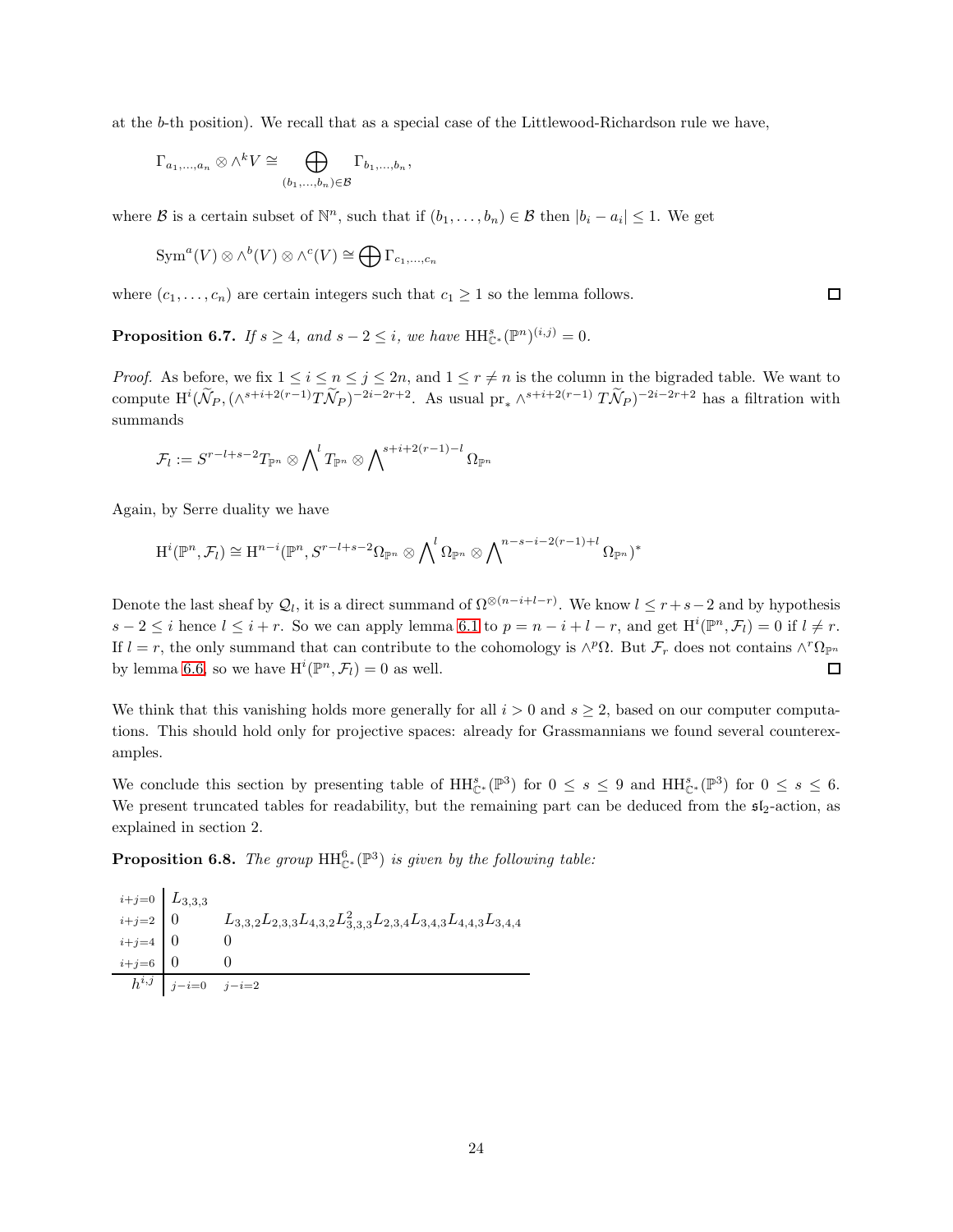at the $b$-th position). We recall that as a special case of the Littlewood-Richardson rule we have,

$$\Gamma_{a_1,\dots,a_n} \otimes \wedge^k V \cong \bigoplus_{(b_1,\dots,b_n)\in\mathcal{B}} \Gamma_{b_1,\dots,b_n},$$

where $\mathcal{B}$ is a certain subset of $\mathbb{N}^n$, such that if $(b_1,\dots,b_n)\in\mathcal{B}$ then $|b_i - a_i| \leq 1$. We get

$$\mathrm{Sym}^a(V)\otimes\wedge^b(V)\otimes\wedge^c(V) \cong \bigoplus \Gamma_{c_1,\dots,c_n}$$

where $(c_1,\dots,c_n)$ are certain integers such that $c_1 \geq 1$ so the lemma follows. □

**Proposition 6.7.** *If $s \geq 4$, and $s-2 \leq i$, we have $\mathrm{HH}^s_{\mathbb{C}^*}(\mathbb{P}^n)^{(i,j)} = 0$.*

*Proof.* As before, we fix $1 \leq i \leq n \leq j \leq 2n$, and $1 \leq r \neq n$ is the column in the bigraded table. We want to compute $\mathrm{H}^i(\widetilde{\mathcal{N}}_P, (\wedge^{s+i+2(r-1)} T\widetilde{\mathcal{N}}_P)^{-2i-2r+2}$. As usual $\mathrm{pr}_* \wedge^{s+i+2(r-1)} T(\widetilde{\mathcal{N}}_P)^{-2i-2r+2}$ has a filtration with summands

$$\mathcal{F}_l := S^{r-l+s-2}T_{\mathbb{P}^n} \otimes \bigwedge^l T_{\mathbb{P}^n} \otimes \bigwedge^{s+i+2(r-1)-l} \Omega_{\mathbb{P}^n}$$

Again, by Serre duality we have

$$\mathrm{H}^i(\mathbb{P}^n, \mathcal{F}_l) \cong \mathrm{H}^{n-i}(\mathbb{P}^n, S^{r-l+s-2}\Omega_{\mathbb{P}^n} \otimes \bigwedge^l \Omega_{\mathbb{P}^n} \otimes \bigwedge^{n-s-i-2(r-1)+l} \Omega_{\mathbb{P}^n})^*$$

Denote the last sheaf by $\mathcal{Q}_l$, it is a direct summand of $\Omega^{\otimes(n-i+l-r)}$. We know $l \leq r+s-2$ and by hypothesis $s-2 \leq i$ hence $l \leq i+r$. So we can apply lemma 6.1 to $p = n-i+l-r$, and get $\mathrm{H}^i(\mathbb{P}^n, \mathcal{F}_l) = 0$ if $l \neq r$. If $l = r$, the only summand that can contribute to the cohomology is $\wedge^p\Omega$. But $\mathcal{F}_r$ does not contains $\wedge^r\Omega_{\mathbb{P}^n}$ by lemma 6.6, so we have $\mathrm{H}^i(\mathbb{P}^n, \mathcal{F}_l) = 0$ as well. □

We think that this vanishing holds more generally for all $i > 0$ and $s \geq 2$, based on our computer computations. This should hold only for projective spaces: already for Grassmannians we found several counterexamples.

We conclude this section by presenting table of $\mathrm{HH}^s_{\mathbb{C}^*}(\mathbb{P}^3)$ for $0 \leq s \leq 9$ and $\mathrm{HH}^s_{\mathbb{C}^*}(\mathbb{P}^3)$ for $0 \leq s \leq 6$. We present truncated tables for readability, but the remaining part can be deduced from the $\mathfrak{sl}_2$-action, as explained in section 2.

**Proposition 6.8.** *The group $\mathrm{HH}^6_{\mathbb{C}^*}(\mathbb{P}^3)$ is given by the following table:*

| | | |
|---|---|---|
| $i+j=0$ | $L_{3,3,3}$ | |
| $i+j=2$ | $0$ | $L_{3,3,2}L_{2,3,3}L_{4,3,2}L^2_{3,3,3}L_{2,3,4}L_{3,4,3}L_{4,4,3}L_{3,4,4}$ |
| $i+j=4$ | $0$ | $0$ |
| $i+j=6$ | $0$ | $0$ |
| $h^{i,j}$ | $j-i=0$ | $j-i=2$ |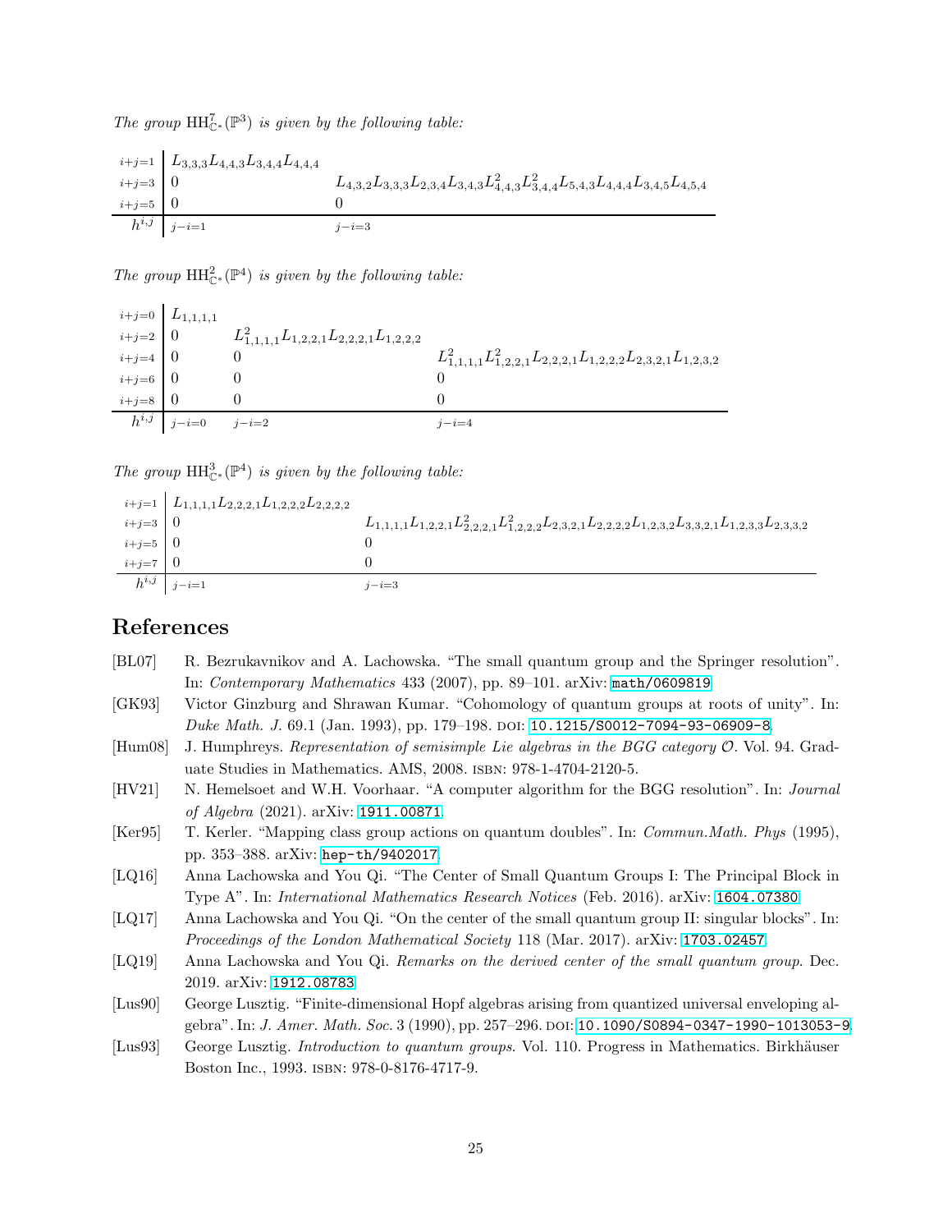*The group* $\mathrm{HH}^7_{\mathbb{C}^*}(\mathbb{P}^3)$ *is given by the following table:*

| | | |
|---|---|---|
| $i+j=1$ | $L_{3,3,3}L_{4,4,3}L_{3,4,4}L_{4,4,4}$ | |
| $i+j=3$ | $0$ | $L_{4,3,2}L_{3,3,3}L_{2,3,4}L_{3,4,3}L^2_{4,4,3}L^2_{3,4,4}L_{5,4,3}L_{4,4,4}L_{3,4,5}L_{4,5,4}$ |
| $i+j=5$ | $0$ | $0$ |
| $h^{i,j}$ | $j-i=1$ | $j-i=3$ |

*The group* $\mathrm{HH}^2_{\mathbb{C}^*}(\mathbb{P}^4)$ *is given by the following table:*

| | | | |
|---|---|---|---|
| $i+j=0$ | $L_{1,1,1,1}$ | | |
| $i+j=2$ | $0$ | $L^2_{1,1,1,1}L_{1,2,2,1}L_{2,2,2,1}L_{1,2,2,2}$ | |
| $i+j=4$ | $0$ | $0$ | $L^2_{1,1,1,1}L^2_{1,2,2,1}L_{2,2,2,1}L_{1,2,2,2}L_{2,3,2,1}L_{1,2,3,2}$ |
| $i+j=6$ | $0$ | $0$ | $0$ |
| $i+j=8$ | $0$ | $0$ | $0$ |
| $h^{i,j}$ | $j-i=0$ | $j-i=2$ | $j-i=4$ |

*The group* $\mathrm{HH}^3_{\mathbb{C}^*}(\mathbb{P}^4)$ *is given by the following table:*

| | | |
|---|---|---|
| $i+j=1$ | $L_{1,1,1,1}L_{2,2,2,1}L_{1,2,2,2}L_{2,2,2,2}$ | |
| $i+j=3$ | $0$ | $L_{1,1,1,1}L_{1,2,2,1}L^2_{2,2,2,1}L^2_{1,2,2,2}L_{2,3,2,1}L_{2,2,2,2}L_{1,2,3,2}L_{3,3,2,1}L_{1,2,3,3}L_{2,3,3,2}$ |
| $i+j=5$ | $0$ | $0$ |
| $i+j=7$ | $0$ | $0$ |
| $h^{i,j}$ | $j-i=1$ | $j-i=3$ |

## References

[BL07] R. Bezrukavnikov and A. Lachowska. "The small quantum group and the Springer resolution". In: *Contemporary Mathematics* 433 (2007), pp. 89–101. arXiv: math/0609819.

[GK93] Victor Ginzburg and Shrawan Kumar. "Cohomology of quantum groups at roots of unity". In: *Duke Math. J.* 69.1 (Jan. 1993), pp. 179–198. DOI: 10.1215/S0012-7094-93-06909-8.

[Hum08] J. Humphreys. *Representation of semisimple Lie algebras in the BGG category $\mathcal{O}$*. Vol. 94. Graduate Studies in Mathematics. AMS, 2008. ISBN: 978-1-4704-2120-5.

[HV21] N. Hemelsoet and W.H. Voorhaar. "A computer algorithm for the BGG resolution". In: *Journal of Algebra* (2021). arXiv: 1911.00871.

[Ker95] T. Kerler. "Mapping class group actions on quantum doubles". In: *Commun.Math. Phys* (1995), pp. 353–388. arXiv: hep-th/9402017.

[LQ16] Anna Lachowska and You Qi. "The Center of Small Quantum Groups I: The Principal Block in Type A". In: *International Mathematics Research Notices* (Feb. 2016). arXiv: 1604.07380.

[LQ17] Anna Lachowska and You Qi. "On the center of the small quantum group II: singular blocks". In: *Proceedings of the London Mathematical Society* 118 (Mar. 2017). arXiv: 1703.02457.

[LQ19] Anna Lachowska and You Qi. *Remarks on the derived center of the small quantum group*. Dec. 2019. arXiv: 1912.08783.

[Lus90] George Lusztig. "Finite-dimensional Hopf algebras arising from quantized universal enveloping algebra". In: *J. Amer. Math. Soc.* 3 (1990), pp. 257–296. DOI: 10.1090/S0894-0347-1990-1013053-9.

[Lus93] George Lusztig. *Introduction to quantum groups*. Vol. 110. Progress in Mathematics. Birkhäuser Boston Inc., 1993. ISBN: 978-0-8176-4717-9.